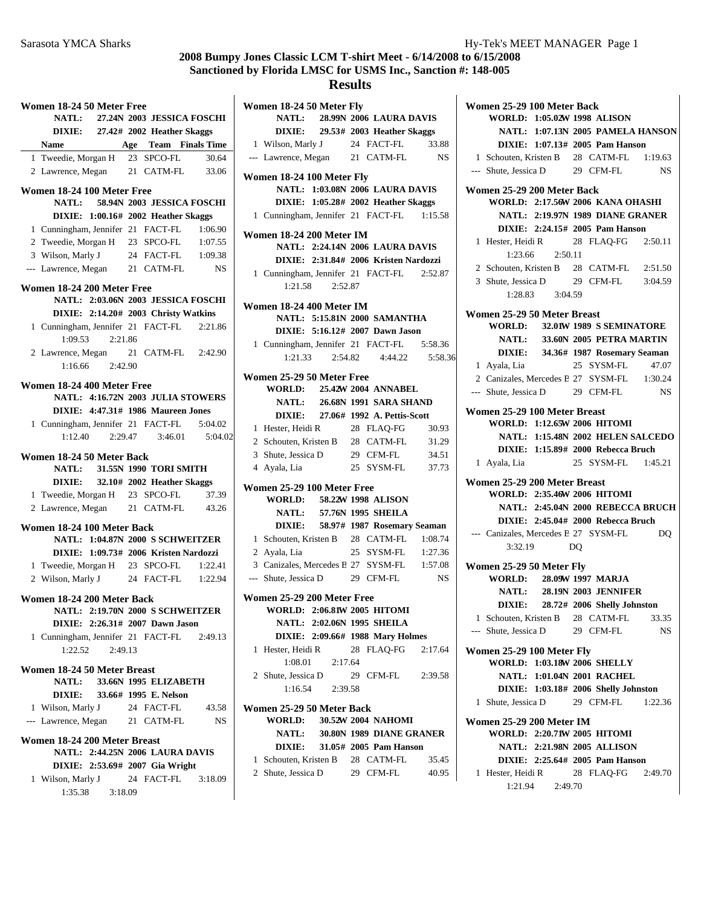# 2008 Bumpy Jones Classic LCM T-shirt Meet - 6/14/2008 to 6/15/2008

## Sanctioned by Florida LMSC for USMS Inc., Sanction #: 148-005

## Results

### Women 18-24 50 Meter Free

NATL: 27.24N 2003 JESSICA FOSCHI
DIXIE: 27.42# 2002 Heather Skaggs

| | Name | Age | Team | Finals Time |
|---|---|---|---|---|
| 1 | Tweedie, Morgan H | 23 | SPCO-FL | 30.64 |
| 2 | Lawrence, Megan | 21 | CATM-FL | 33.06 |

### Women 18-24 100 Meter Free

NATL: 58.94N 2003 JESSICA FOSCHI
DIXIE: 1:00.16# 2002 Heather Skaggs

| | Name | Age | Team | Finals Time |
|---|---|---|---|---|
| 1 | Cunningham, Jennifer | 21 | FACT-FL | 1:06.90 |
| 2 | Tweedie, Morgan H | 23 | SPCO-FL | 1:07.55 |
| 3 | Wilson, Marly J | 24 | FACT-FL | 1:09.38 |
| --- | Lawrence, Megan | 21 | CATM-FL | NS |

### Women 18-24 200 Meter Free

NATL: 2:03.06N 2003 JESSICA FOSCHI
DIXIE: 2:14.20# 2003 Christy Watkins

| | Name | Age | Team | Finals Time |
|---|---|---|---|---|
| 1 | Cunningham, Jennifer | 21 | FACT-FL | 2:21.86 |
| | 1:09.53 2:21.86 | | | |
| 2 | Lawrence, Megan | 21 | CATM-FL | 2:42.90 |
| | 1:16.66 2:42.90 | | | |

### Women 18-24 400 Meter Free

NATL: 4:16.72N 2003 JULIA STOWERS
DIXIE: 4:47.31# 1986 Maureen Jones

| | Name | Age | Team | Finals Time |
|---|---|---|---|---|
| 1 | Cunningham, Jennifer | 21 | FACT-FL | 5:04.02 |
| | 1:12.40 2:29.47 3:46.01 5:04.02 | | | |

### Women 18-24 50 Meter Back

NATL: 31.55N 1990 TORI SMITH
DIXIE: 32.10# 2002 Heather Skaggs

| | Name | Age | Team | Finals Time |
|---|---|---|---|---|
| 1 | Tweedie, Morgan H | 23 | SPCO-FL | 37.39 |
| 2 | Lawrence, Megan | 21 | CATM-FL | 43.26 |

### Women 18-24 100 Meter Back

NATL: 1:04.87N 2000 S SCHWEITZER
DIXIE: 1:09.73# 2006 Kristen Nardozzi

| | Name | Age | Team | Finals Time |
|---|---|---|---|---|
| 1 | Tweedie, Morgan H | 23 | SPCO-FL | 1:22.41 |
| 2 | Wilson, Marly J | 24 | FACT-FL | 1:22.94 |

### Women 18-24 200 Meter Back

NATL: 2:19.70N 2000 S SCHWEITZER
DIXIE: 2:26.31# 2007 Dawn Jason

| | Name | Age | Team | Finals Time |
|---|---|---|---|---|
| 1 | Cunningham, Jennifer | 21 | FACT-FL | 2:49.13 |
| | 1:22.52 2:49.13 | | | |

### Women 18-24 50 Meter Breast

NATL: 33.66N 1995 ELIZABETH
DIXIE: 33.66# 1995 E. Nelson

| | Name | Age | Team | Finals Time |
|---|---|---|---|---|
| 1 | Wilson, Marly J | 24 | FACT-FL | 43.58 |
| --- | Lawrence, Megan | 21 | CATM-FL | NS |

### Women 18-24 200 Meter Breast

NATL: 2:44.25N 2006 LAURA DAVIS
DIXIE: 2:53.69# 2007 Gia Wright

| | Name | Age | Team | Finals Time |
|---|---|---|---|---|
| 1 | Wilson, Marly J | 24 | FACT-FL | 3:18.09 |
| | 1:35.38 3:18.09 | | | |

### Women 18-24 50 Meter Fly

NATL: 28.99N 2006 LAURA DAVIS
DIXIE: 29.53# 2003 Heather Skaggs

| | Name | Age | Team | Finals Time |
|---|---|---|---|---|
| 1 | Wilson, Marly J | 24 | FACT-FL | 33.88 |
| --- | Lawrence, Megan | 21 | CATM-FL | NS |

### Women 18-24 100 Meter Fly

NATL: 1:03.08N 2006 LAURA DAVIS
DIXIE: 1:05.28# 2002 Heather Skaggs

| | Name | Age | Team | Finals Time |
|---|---|---|---|---|
| 1 | Cunningham, Jennifer | 21 | FACT-FL | 1:15.58 |

### Women 18-24 200 Meter IM

NATL: 2:24.14N 2006 LAURA DAVIS
DIXIE: 2:31.84# 2006 Kristen Nardozzi

| | Name | Age | Team | Finals Time |
|---|---|---|---|---|
| 1 | Cunningham, Jennifer | 21 | FACT-FL | 2:52.87 |
| | 1:21.58 2:52.87 | | | |

### Women 18-24 400 Meter IM

NATL: 5:15.81N 2000 SAMANTHA
DIXIE: 5:16.12# 2007 Dawn Jason

| | Name | Age | Team | Finals Time |
|---|---|---|---|---|
| 1 | Cunningham, Jennifer | 21 | FACT-FL | 5:58.36 |
| | 1:21.33 2:54.82 4:44.22 5:58.36 | | | |

### Women 25-29 50 Meter Free

WORLD: 25.42W 2004 ANNABEL
NATL: 26.68N 1991 SARA SHAND
DIXIE: 27.06# 1992 A. Pettis-Scott

| | Name | Age | Team | Finals Time |
|---|---|---|---|---|
| 1 | Hester, Heidi R | 28 | FLAQ-FG | 30.93 |
| 2 | Schouten, Kristen B | 28 | CATM-FL | 31.29 |
| 3 | Shute, Jessica D | 29 | CFM-FL | 34.51 |
| 4 | Ayala, Lia | 25 | SYSM-FL | 37.73 |

### Women 25-29 100 Meter Free

WORLD: 58.22W 1998 ALISON
NATL: 57.76N 1995 SHEILA
DIXIE: 58.97# 1987 Rosemary Seaman

| | Name | Age | Team | Finals Time |
|---|---|---|---|---|
| 1 | Schouten, Kristen B | 28 | CATM-FL | 1:08.74 |
| 2 | Ayala, Lia | 25 | SYSM-FL | 1:27.36 |
| 3 | Canizales, Mercedes E | 27 | SYSM-FL | 1:57.08 |
| --- | Shute, Jessica D | 29 | CFM-FL | NS |

### Women 25-29 200 Meter Free

WORLD: 2:06.81W 2005 HITOMI
NATL: 2:02.06N 1995 SHEILA
DIXIE: 2:09.66# 1988 Mary Holmes

| | Name | Age | Team | Finals Time |
|---|---|---|---|---|
| 1 | Hester, Heidi R | 28 | FLAQ-FG | 2:17.64 |
| | 1:08.01 2:17.64 | | | |
| 2 | Shute, Jessica D | 29 | CFM-FL | 2:39.58 |
| | 1:16.54 2:39.58 | | | |

### Women 25-29 50 Meter Back

WORLD: 30.52W 2004 NAHOMI
NATL: 30.80N 1989 DIANE GRANER
DIXIE: 31.05# 2005 Pam Hanson

| | Name | Age | Team | Finals Time |
|---|---|---|---|---|
| 1 | Schouten, Kristen B | 28 | CATM-FL | 35.45 |
| 2 | Shute, Jessica D | 29 | CFM-FL | 40.95 |

### Women 25-29 100 Meter Back

WORLD: 1:05.02W 1998 ALISON
NATL: 1:07.13N 2005 PAMELA HANSON
DIXIE: 1:07.13# 2005 Pam Hanson

| | Name | Age | Team | Finals Time |
|---|---|---|---|---|
| 1 | Schouten, Kristen B | 28 | CATM-FL | 1:19.63 |
| --- | Shute, Jessica D | 29 | CFM-FL | NS |

### Women 25-29 200 Meter Back

WORLD: 2:17.56W 2006 KANA OHASHI
NATL: 2:19.97N 1989 DIANE GRANER
DIXIE: 2:24.15# 2005 Pam Hanson

| | Name | Age | Team | Finals Time |
|---|---|---|---|---|
| 1 | Hester, Heidi R | 28 | FLAQ-FG | 2:50.11 |
| | 1:23.66 2:50.11 | | | |
| 2 | Schouten, Kristen B | 28 | CATM-FL | 2:51.50 |
| 3 | Shute, Jessica D | 29 | CFM-FL | 3:04.59 |
| | 1:28.83 3:04.59 | | | |

### Women 25-29 50 Meter Breast

WORLD: 32.01W 1989 S SEMINATORE
NATL: 33.60N 2005 PETRA MARTIN
DIXIE: 34.36# 1987 Rosemary Seaman

| | Name | Age | Team | Finals Time |
|---|---|---|---|---|
| 1 | Ayala, Lia | 25 | SYSM-FL | 47.07 |
| 2 | Canizales, Mercedes E | 27 | SYSM-FL | 1:30.24 |
| --- | Shute, Jessica D | 29 | CFM-FL | NS |

### Women 25-29 100 Meter Breast

WORLD: 1:12.65W 2006 HITOMI
NATL: 1:15.48N 2002 HELEN SALCEDO
DIXIE: 1:15.89# 2000 Rebecca Bruch

| | Name | Age | Team | Finals Time |
|---|---|---|---|---|
| 1 | Ayala, Lia | 25 | SYSM-FL | 1:45.21 |

### Women 25-29 200 Meter Breast

WORLD: 2:35.46W 2006 HITOMI
NATL: 2:45.04N 2000 REBECCA BRUCH
DIXIE: 2:45.04# 2000 Rebecca Bruch

| | Name | Age | Team | Finals Time |
|---|---|---|---|---|
| --- | Canizales, Mercedes E | 27 | SYSM-FL | DQ |
| | 3:32.19 DQ | | | |

### Women 25-29 50 Meter Fly

WORLD: 28.09W 1997 MARJA
NATL: 28.19N 2003 JENNIFER
DIXIE: 28.72# 2006 Shelly Johnston

| | Name | Age | Team | Finals Time |
|---|---|---|---|---|
| 1 | Schouten, Kristen B | 28 | CATM-FL | 33.35 |
| --- | Shute, Jessica D | 29 | CFM-FL | NS |

### Women 25-29 100 Meter Fly

WORLD: 1:03.18W 2006 SHELLY
NATL: 1:01.04N 2001 RACHEL
DIXIE: 1:03.18# 2006 Shelly Johnston

| | Name | Age | Team | Finals Time |
|---|---|---|---|---|
| 1 | Shute, Jessica D | 29 | CFM-FL | 1:22.36 |

### Women 25-29 200 Meter IM

WORLD: 2:20.71W 2005 HITOMI
NATL: 2:21.98N 2005 ALLISON
DIXIE: 2:25.64# 2005 Pam Hanson

| | Name | Age | Team | Finals Time |
|---|---|---|---|---|
| 1 | Hester, Heidi R | 28 | FLAQ-FG | 2:49.70 |
| | 1:21.94 2:49.70 | | | |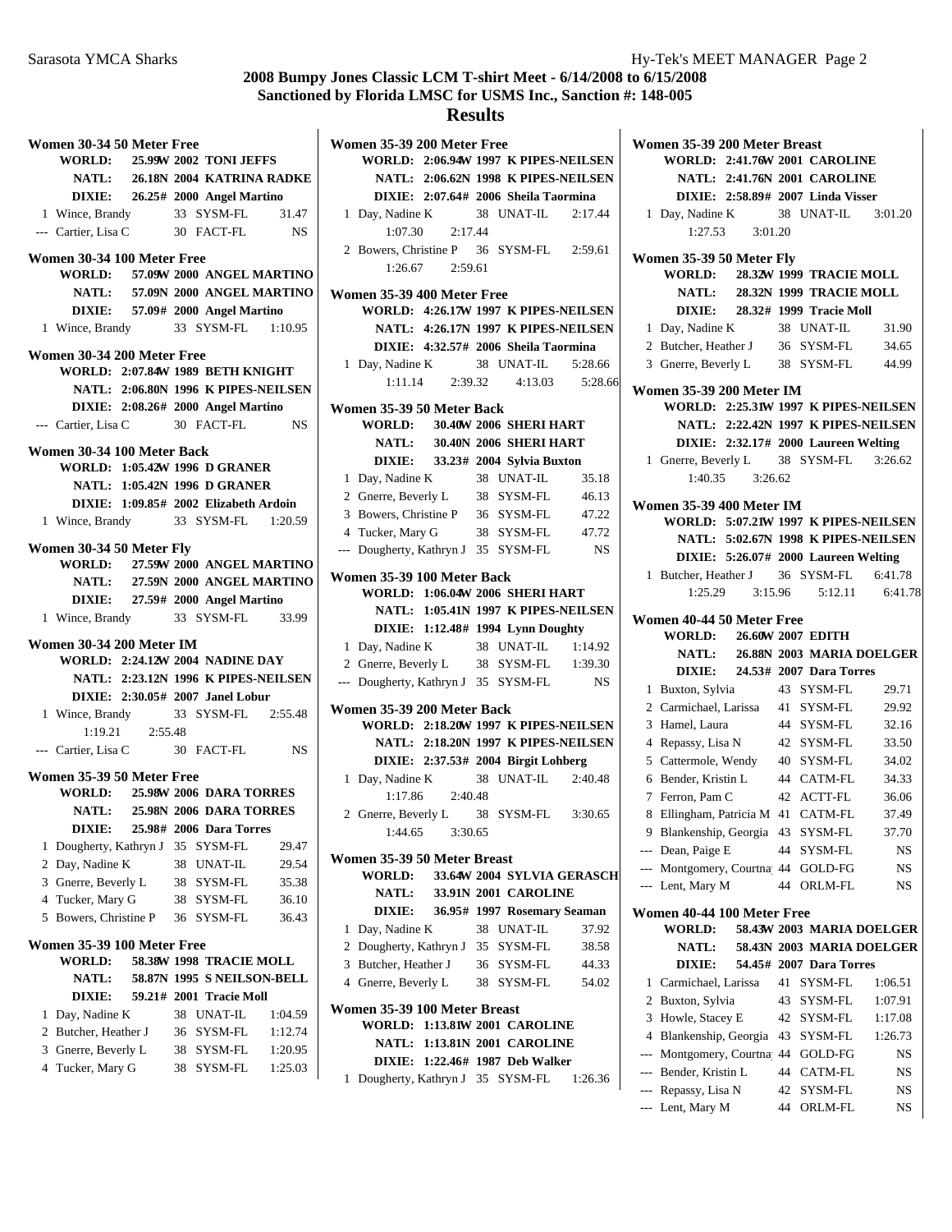# 2008 Bumpy Jones Classic LCM T-shirt Meet - 6/14/2008 to 6/15/2008
## Sanctioned by Florida LMSC for USMS Inc., Sanction #: 148-005
## Results

### Women 30-34 50 Meter Free

WORLD: 25.99W 2002 TONI JEFFS
NATL: 26.18N 2004 KATRINA RADKE
DIXIE: 26.25# 2000 Angel Martino

| | Name | Age | Team | Time |
|---|---|---|---|---|
| 1 | Wince, Brandy | 33 | SYSM-FL | 31.47 |
| --- | Cartier, Lisa C | 30 | FACT-FL | NS |

### Women 30-34 100 Meter Free

WORLD: 57.09W 2000 ANGEL MARTINO
NATL: 57.09N 2000 ANGEL MARTINO
DIXIE: 57.09# 2000 Angel Martino

| | Name | Age | Team | Time |
|---|---|---|---|---|
| 1 | Wince, Brandy | 33 | SYSM-FL | 1:10.95 |

### Women 30-34 200 Meter Free

WORLD: 2:07.84W 1989 BETH KNIGHT
NATL: 2:06.80N 1996 K PIPES-NEILSEN
DIXIE: 2:08.26# 2000 Angel Martino

| | Name | Age | Team | Time |
|---|---|---|---|---|
| --- | Cartier, Lisa C | 30 | FACT-FL | NS |

### Women 30-34 100 Meter Back

WORLD: 1:05.42W 1996 D GRANER
NATL: 1:05.42N 1996 D GRANER
DIXIE: 1:09.85# 2002 Elizabeth Ardoin

| | Name | Age | Team | Time |
|---|---|---|---|---|
| 1 | Wince, Brandy | 33 | SYSM-FL | 1:20.59 |

### Women 30-34 50 Meter Fly

WORLD: 27.59W 2000 ANGEL MARTINO
NATL: 27.59N 2000 ANGEL MARTINO
DIXIE: 27.59# 2000 Angel Martino

| | Name | Age | Team | Time |
|---|---|---|---|---|
| 1 | Wince, Brandy | 33 | SYSM-FL | 33.99 |

### Women 30-34 200 Meter IM

WORLD: 2:24.12W 2004 NADINE DAY
NATL: 2:23.12N 1996 K PIPES-NEILSEN
DIXIE: 2:30.05# 2007 Janel Lobur

| | Name | Age | Team | Time |
|---|---|---|---|---|
| 1 | Wince, Brandy | 33 | SYSM-FL | 2:55.48 |
| | 1:19.21 | 2:55.48 | | |
| --- | Cartier, Lisa C | 30 | FACT-FL | NS |

### Women 35-39 50 Meter Free

WORLD: 25.98W 2006 DARA TORRES
NATL: 25.98N 2006 DARA TORRES
DIXIE: 25.98# 2006 Dara Torres

| | Name | Age | Team | Time |
|---|---|---|---|---|
| 1 | Dougherty, Kathryn J | 35 | SYSM-FL | 29.47 |
| 2 | Day, Nadine K | 38 | UNAT-IL | 29.54 |
| 3 | Gnerre, Beverly L | 38 | SYSM-FL | 35.38 |
| 4 | Tucker, Mary G | 38 | SYSM-FL | 36.10 |
| 5 | Bowers, Christine P | 36 | SYSM-FL | 36.43 |

### Women 35-39 100 Meter Free

WORLD: 58.38W 1998 TRACIE MOLL
NATL: 58.87N 1995 S NEILSON-BELL
DIXIE: 59.21# 2001 Tracie Moll

| | Name | Age | Team | Time |
|---|---|---|---|---|
| 1 | Day, Nadine K | 38 | UNAT-IL | 1:04.59 |
| 2 | Butcher, Heather J | 36 | SYSM-FL | 1:12.74 |
| 3 | Gnerre, Beverly L | 38 | SYSM-FL | 1:20.95 |
| 4 | Tucker, Mary G | 38 | SYSM-FL | 1:25.03 |

### Women 35-39 200 Meter Free

WORLD: 2:06.94W 1997 K PIPES-NEILSEN
NATL: 2:06.62N 1998 K PIPES-NEILSEN
DIXIE: 2:07.64# 2006 Sheila Taormina

| | Name | Age | Team | Time |
|---|---|---|---|---|
| 1 | Day, Nadine K | 38 | UNAT-IL | 2:17.44 |
| | 1:07.30 | 2:17.44 | | |
| 2 | Bowers, Christine P | 36 | SYSM-FL | 2:59.61 |
| | 1:26.67 | 2:59.61 | | |

### Women 35-39 400 Meter Free

WORLD: 4:26.17W 1997 K PIPES-NEILSEN
NATL: 4:26.17N 1997 K PIPES-NEILSEN
DIXIE: 4:32.57# 2006 Sheila Taormina

| | Name | Age | Team | Time |
|---|---|---|---|---|
| 1 | Day, Nadine K | 38 | UNAT-IL | 5:28.66 |
| | 1:11.14 | 2:39.32 | 4:13.03 | 5:28.66 |

### Women 35-39 50 Meter Back

WORLD: 30.40W 2006 SHERI HART
NATL: 30.40N 2006 SHERI HART
DIXIE: 33.23# 2004 Sylvia Buxton

| | Name | Age | Team | Time |
|---|---|---|---|---|
| 1 | Day, Nadine K | 38 | UNAT-IL | 35.18 |
| 2 | Gnerre, Beverly L | 38 | SYSM-FL | 46.13 |
| 3 | Bowers, Christine P | 36 | SYSM-FL | 47.22 |
| 4 | Tucker, Mary G | 38 | SYSM-FL | 47.72 |
| --- | Dougherty, Kathryn J | 35 | SYSM-FL | NS |

### Women 35-39 100 Meter Back

WORLD: 1:06.04W 2006 SHERI HART
NATL: 1:05.41N 1997 K PIPES-NEILSEN
DIXIE: 1:12.48# 1994 Lynn Doughty

| | Name | Age | Team | Time |
|---|---|---|---|---|
| 1 | Day, Nadine K | 38 | UNAT-IL | 1:14.92 |
| 2 | Gnerre, Beverly L | 38 | SYSM-FL | 1:39.30 |
| --- | Dougherty, Kathryn J | 35 | SYSM-FL | NS |

### Women 35-39 200 Meter Back

WORLD: 2:18.20W 1997 K PIPES-NEILSEN
NATL: 2:18.20N 1997 K PIPES-NEILSEN
DIXIE: 2:37.53# 2004 Birgit Lohberg

| | Name | Age | Team | Time |
|---|---|---|---|---|
| 1 | Day, Nadine K | 38 | UNAT-IL | 2:40.48 |
| | 1:17.86 | 2:40.48 | | |
| 2 | Gnerre, Beverly L | 38 | SYSM-FL | 3:30.65 |
| | 1:44.65 | 3:30.65 | | |

### Women 35-39 50 Meter Breast

WORLD: 33.64W 2004 SYLVIA GERASCH
NATL: 33.91N 2001 CAROLINE
DIXIE: 36.95# 1997 Rosemary Seaman

| | Name | Age | Team | Time |
|---|---|---|---|---|
| 1 | Day, Nadine K | 38 | UNAT-IL | 37.92 |
| 2 | Dougherty, Kathryn J | 35 | SYSM-FL | 38.58 |
| 3 | Butcher, Heather J | 36 | SYSM-FL | 44.33 |
| 4 | Gnerre, Beverly L | 38 | SYSM-FL | 54.02 |

### Women 35-39 100 Meter Breast

WORLD: 1:13.81W 2001 CAROLINE
NATL: 1:13.81N 2001 CAROLINE
DIXIE: 1:22.46# 1987 Deb Walker

| | Name | Age | Team | Time |
|---|---|---|---|---|
| 1 | Dougherty, Kathryn J | 35 | SYSM-FL | 1:26.36 |

### Women 35-39 200 Meter Breast

WORLD: 2:41.76W 2001 CAROLINE
NATL: 2:41.76N 2001 CAROLINE
DIXIE: 2:58.89# 2007 Linda Visser

| | Name | Age | Team | Time |
|---|---|---|---|---|
| 1 | Day, Nadine K | 38 | UNAT-IL | 3:01.20 |
| | 1:27.53 | 3:01.20 | | |

### Women 35-39 50 Meter Fly

WORLD: 28.32W 1999 TRACIE MOLL
NATL: 28.32N 1999 TRACIE MOLL
DIXIE: 28.32# 1999 Tracie Moll

| | Name | Age | Team | Time |
|---|---|---|---|---|
| 1 | Day, Nadine K | 38 | UNAT-IL | 31.90 |
| 2 | Butcher, Heather J | 36 | SYSM-FL | 34.65 |
| 3 | Gnerre, Beverly L | 38 | SYSM-FL | 44.99 |

### Women 35-39 200 Meter IM

WORLD: 2:25.31W 1997 K PIPES-NEILSEN
NATL: 2:22.42N 1997 K PIPES-NEILSEN
DIXIE: 2:32.17# 2000 Laureen Welting

| | Name | Age | Team | Time |
|---|---|---|---|---|
| 1 | Gnerre, Beverly L | 38 | SYSM-FL | 3:26.62 |
| | 1:40.35 | 3:26.62 | | |

### Women 35-39 400 Meter IM

WORLD: 5:07.21W 1997 K PIPES-NEILSEN
NATL: 5:02.67N 1998 K PIPES-NEILSEN
DIXIE: 5:26.07# 2000 Laureen Welting

| | Name | Age | Team | Time |
|---|---|---|---|---|
| 1 | Butcher, Heather J | 36 | SYSM-FL | 6:41.78 |
| | 1:25.29 | 3:15.96 | 5:12.11 | 6:41.78 |

### Women 40-44 50 Meter Free

WORLD: 26.60W 2007 EDITH
NATL: 26.88N 2003 MARIA DOELGER
DIXIE: 24.53# 2007 Dara Torres

| | Name | Age | Team | Time |
|---|---|---|---|---|
| 1 | Buxton, Sylvia | 43 | SYSM-FL | 29.71 |
| 2 | Carmichael, Larissa | 41 | SYSM-FL | 29.92 |
| 3 | Hamel, Laura | 44 | SYSM-FL | 32.16 |
| 4 | Repassy, Lisa N | 42 | SYSM-FL | 33.50 |
| 5 | Cattermole, Wendy | 40 | SYSM-FL | 34.02 |
| 6 | Bender, Kristin L | 44 | CATM-FL | 34.33 |
| 7 | Ferron, Pam C | 42 | ACTT-FL | 36.06 |
| 8 | Ellingham, Patricia M | 41 | CATM-FL | 37.49 |
| 9 | Blankenship, Georgia | 43 | SYSM-FL | 37.70 |
| --- | Dean, Paige E | 44 | SYSM-FL | NS |
| --- | Montgomery, Courtna | 44 | GOLD-FG | NS |
| --- | Lent, Mary M | 44 | ORLM-FL | NS |

### Women 40-44 100 Meter Free

WORLD: 58.43W 2003 MARIA DOELGER
NATL: 58.43N 2003 MARIA DOELGER
DIXIE: 54.45# 2007 Dara Torres

| | Name | Age | Team | Time |
|---|---|---|---|---|
| 1 | Carmichael, Larissa | 41 | SYSM-FL | 1:06.51 |
| 2 | Buxton, Sylvia | 43 | SYSM-FL | 1:07.91 |
| 3 | Howle, Stacey E | 42 | SYSM-FL | 1:17.08 |
| 4 | Blankenship, Georgia | 43 | SYSM-FL | 1:26.73 |
| --- | Montgomery, Courtna | 44 | GOLD-FG | NS |
| --- | Bender, Kristin L | 44 | CATM-FL | NS |
| --- | Repassy, Lisa N | 42 | SYSM-FL | NS |
| --- | Lent, Mary M | 44 | ORLM-FL | NS |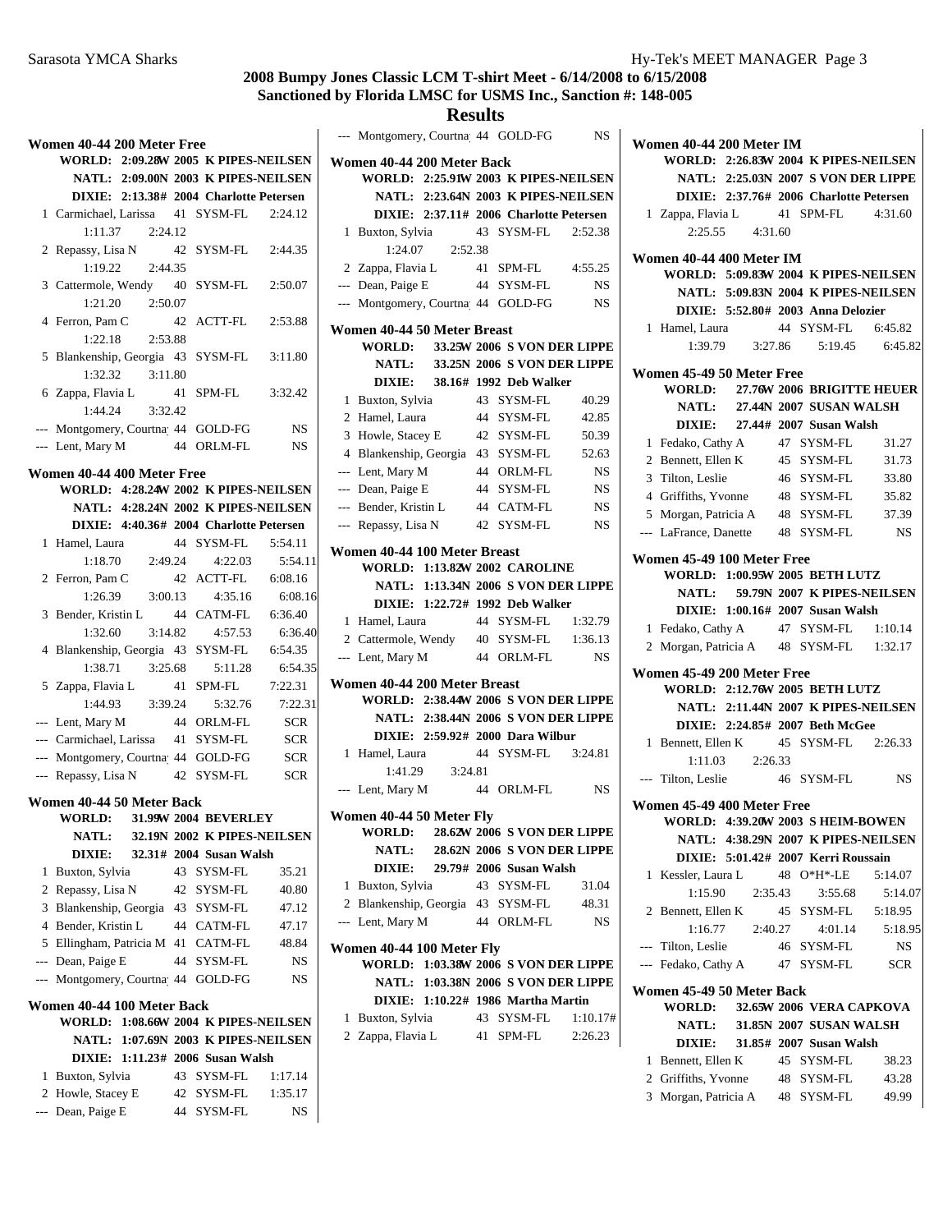# 2008 Bumpy Jones Classic LCM T-shirt Meet - 6/14/2008 to 6/15/2008

## Sanctioned by Florida LMSC for USMS Inc., Sanction #: 148-005

## Results

### Women 40-44 200 Meter Free

WORLD: 2:09.28W 2005 K PIPES-NEILSEN
NATL: 2:09.00N 2003 K PIPES-NEILSEN
DIXIE: 2:13.38# 2004 Charlotte Petersen

| Place | Name | Age | Team | Time |
|---|---|---|---|---|
| 1 | Carmichael, Larissa | 41 | SYSM-FL | 2:24.12 |
| | 1:11.37 2:24.12 | | | |
| 2 | Repassy, Lisa N | 42 | SYSM-FL | 2:44.35 |
| | 1:19.22 2:44.35 | | | |
| 3 | Cattermole, Wendy | 40 | SYSM-FL | 2:50.07 |
| | 1:21.20 2:50.07 | | | |
| 4 | Ferron, Pam C | 42 | ACTT-FL | 2:53.88 |
| | 1:22.18 2:53.88 | | | |
| 5 | Blankenship, Georgia | 43 | SYSM-FL | 3:11.80 |
| | 1:32.32 3:11.80 | | | |
| 6 | Zappa, Flavia L | 41 | SPM-FL | 3:32.42 |
| | 1:44.24 3:32.42 | | | |
| --- | Montgomery, Courtna | 44 | GOLD-FG | NS |
| --- | Lent, Mary M | 44 | ORLM-FL | NS |

### Women 40-44 400 Meter Free

WORLD: 4:28.24W 2002 K PIPES-NEILSEN
NATL: 4:28.24N 2002 K PIPES-NEILSEN
DIXIE: 4:40.36# 2004 Charlotte Petersen

| Place | Name | Age | Team | Time |
|---|---|---|---|---|
| 1 | Hamel, Laura | 44 | SYSM-FL | 5:54.11 |
| | 1:18.70 2:49.24 4:22.03 5:54.11 | | | |
| 2 | Ferron, Pam C | 42 | ACTT-FL | 6:08.16 |
| | 1:26.39 3:00.13 4:35.16 6:08.16 | | | |
| 3 | Bender, Kristin L | 44 | CATM-FL | 6:36.40 |
| | 1:32.60 3:14.82 4:57.53 6:36.40 | | | |
| 4 | Blankenship, Georgia | 43 | SYSM-FL | 6:54.35 |
| | 1:38.71 3:25.68 5:11.28 6:54.35 | | | |
| 5 | Zappa, Flavia L | 41 | SPM-FL | 7:22.31 |
| | 1:44.93 3:39.24 5:32.76 7:22.31 | | | |
| --- | Lent, Mary M | 44 | ORLM-FL | SCR |
| --- | Carmichael, Larissa | 41 | SYSM-FL | SCR |
| --- | Montgomery, Courtna | 44 | GOLD-FG | SCR |
| --- | Repassy, Lisa N | 42 | SYSM-FL | SCR |

### Women 40-44 50 Meter Back

WORLD: 31.99W 2004 BEVERLEY
NATL: 32.19N 2002 K PIPES-NEILSEN
DIXIE: 32.31# 2004 Susan Walsh

| Place | Name | Age | Team | Time |
|---|---|---|---|---|
| 1 | Buxton, Sylvia | 43 | SYSM-FL | 35.21 |
| 2 | Repassy, Lisa N | 42 | SYSM-FL | 40.80 |
| 3 | Blankenship, Georgia | 43 | SYSM-FL | 47.12 |
| 4 | Bender, Kristin L | 44 | CATM-FL | 47.17 |
| 5 | Ellingham, Patricia M | 41 | CATM-FL | 48.84 |
| --- | Dean, Paige E | 44 | SYSM-FL | NS |
| --- | Montgomery, Courtna | 44 | GOLD-FG | NS |

### Women 40-44 100 Meter Back

WORLD: 1:08.66W 2004 K PIPES-NEILSEN
NATL: 1:07.69N 2003 K PIPES-NEILSEN
DIXIE: 1:11.23# 2006 Susan Walsh

| Place | Name | Age | Team | Time |
|---|---|---|---|---|
| 1 | Buxton, Sylvia | 43 | SYSM-FL | 1:17.14 |
| 2 | Howle, Stacey E | 42 | SYSM-FL | 1:35.17 |
| --- | Dean, Paige E | 44 | SYSM-FL | NS |
| --- | Montgomery, Courtna | 44 | GOLD-FG | NS |

### Women 40-44 200 Meter Back

WORLD: 2:25.91W 2003 K PIPES-NEILSEN
NATL: 2:23.64N 2003 K PIPES-NEILSEN
DIXIE: 2:37.11# 2006 Charlotte Petersen

| Place | Name | Age | Team | Time |
|---|---|---|---|---|
| 1 | Buxton, Sylvia | 43 | SYSM-FL | 2:52.38 |
| | 1:24.07 2:52.38 | | | |
| 2 | Zappa, Flavia L | 41 | SPM-FL | 4:55.25 |
| --- | Dean, Paige E | 44 | SYSM-FL | NS |
| --- | Montgomery, Courtna | 44 | GOLD-FG | NS |

### Women 40-44 50 Meter Breast

WORLD: 33.25W 2006 S VON DER LIPPE
NATL: 33.25N 2006 S VON DER LIPPE
DIXIE: 38.16# 1992 Deb Walker

| Place | Name | Age | Team | Time |
|---|---|---|---|---|
| 1 | Buxton, Sylvia | 43 | SYSM-FL | 40.29 |
| 2 | Hamel, Laura | 44 | SYSM-FL | 42.85 |
| 3 | Howle, Stacey E | 42 | SYSM-FL | 50.39 |
| 4 | Blankenship, Georgia | 43 | SYSM-FL | 52.63 |
| --- | Lent, Mary M | 44 | ORLM-FL | NS |
| --- | Dean, Paige E | 44 | SYSM-FL | NS |
| --- | Bender, Kristin L | 44 | CATM-FL | NS |
| --- | Repassy, Lisa N | 42 | SYSM-FL | NS |

### Women 40-44 100 Meter Breast

WORLD: 1:13.82W 2002 CAROLINE
NATL: 1:13.34N 2006 S VON DER LIPPE
DIXIE: 1:22.72# 1992 Deb Walker

| Place | Name | Age | Team | Time |
|---|---|---|---|---|
| 1 | Hamel, Laura | 44 | SYSM-FL | 1:32.79 |
| 2 | Cattermole, Wendy | 40 | SYSM-FL | 1:36.13 |
| --- | Lent, Mary M | 44 | ORLM-FL | NS |

### Women 40-44 200 Meter Breast

WORLD: 2:38.44W 2006 S VON DER LIPPE
NATL: 2:38.44N 2006 S VON DER LIPPE
DIXIE: 2:59.92# 2000 Dara Wilbur

| Place | Name | Age | Team | Time |
|---|---|---|---|---|
| 1 | Hamel, Laura | 44 | SYSM-FL | 3:24.81 |
| | 1:41.29 3:24.81 | | | |
| --- | Lent, Mary M | 44 | ORLM-FL | NS |

### Women 40-44 50 Meter Fly

WORLD: 28.62W 2006 S VON DER LIPPE
NATL: 28.62N 2006 S VON DER LIPPE
DIXIE: 29.79# 2006 Susan Walsh

| Place | Name | Age | Team | Time |
|---|---|---|---|---|
| 1 | Buxton, Sylvia | 43 | SYSM-FL | 31.04 |
| 2 | Blankenship, Georgia | 43 | SYSM-FL | 48.31 |
| --- | Lent, Mary M | 44 | ORLM-FL | NS |

### Women 40-44 100 Meter Fly

WORLD: 1:03.38W 2006 S VON DER LIPPE
NATL: 1:03.38N 2006 S VON DER LIPPE
DIXIE: 1:10.22# 1986 Martha Martin

| Place | Name | Age | Team | Time |
|---|---|---|---|---|
| 1 | Buxton, Sylvia | 43 | SYSM-FL | 1:10.17# |
| 2 | Zappa, Flavia L | 41 | SPM-FL | 2:26.23 |

### Women 40-44 200 Meter IM

WORLD: 2:26.83W 2004 K PIPES-NEILSEN
NATL: 2:25.03N 2007 S VON DER LIPPE
DIXIE: 2:37.76# 2006 Charlotte Petersen

| Place | Name | Age | Team | Time |
|---|---|---|---|---|
| 1 | Zappa, Flavia L | 41 | SPM-FL | 4:31.60 |
| | 2:25.55 4:31.60 | | | |

### Women 40-44 400 Meter IM

WORLD: 5:09.83W 2004 K PIPES-NEILSEN
NATL: 5:09.83N 2004 K PIPES-NEILSEN
DIXIE: 5:52.80# 2003 Anna Delozier

| Place | Name | Age | Team | Time |
|---|---|---|---|---|
| 1 | Hamel, Laura | 44 | SYSM-FL | 6:45.82 |
| | 1:39.79 3:27.86 5:19.45 6:45.82 | | | |

### Women 45-49 50 Meter Free

WORLD: 27.76W 2006 BRIGITTE HEUER
NATL: 27.44N 2007 SUSAN WALSH
DIXIE: 27.44# 2007 Susan Walsh

| Place | Name | Age | Team | Time |
|---|---|---|---|---|
| 1 | Fedako, Cathy A | 47 | SYSM-FL | 31.27 |
| 2 | Bennett, Ellen K | 45 | SYSM-FL | 31.73 |
| 3 | Tilton, Leslie | 46 | SYSM-FL | 33.80 |
| 4 | Griffiths, Yvonne | 48 | SYSM-FL | 35.82 |
| 5 | Morgan, Patricia A | 48 | SYSM-FL | 37.39 |
| --- | LaFrance, Danette | 48 | SYSM-FL | NS |

### Women 45-49 100 Meter Free

WORLD: 1:00.95W 2005 BETH LUTZ
NATL: 59.79N 2007 K PIPES-NEILSEN
DIXIE: 1:00.16# 2007 Susan Walsh

| Place | Name | Age | Team | Time |
|---|---|---|---|---|
| 1 | Fedako, Cathy A | 47 | SYSM-FL | 1:10.14 |
| 2 | Morgan, Patricia A | 48 | SYSM-FL | 1:32.17 |

### Women 45-49 200 Meter Free

WORLD: 2:12.76W 2005 BETH LUTZ
NATL: 2:11.44N 2007 K PIPES-NEILSEN
DIXIE: 2:24.85# 2007 Beth McGee

| Place | Name | Age | Team | Time |
|---|---|---|---|---|
| 1 | Bennett, Ellen K | 45 | SYSM-FL | 2:26.33 |
| | 1:11.03 2:26.33 | | | |
| --- | Tilton, Leslie | 46 | SYSM-FL | NS |

### Women 45-49 400 Meter Free

WORLD: 4:39.20W 2003 S HEIM-BOWEN
NATL: 4:38.29N 2007 K PIPES-NEILSEN
DIXIE: 5:01.42# 2007 Kerri Roussain

| Place | Name | Age | Team | Time |
|---|---|---|---|---|
| 1 | Kessler, Laura L | 48 | O*H*-LE | 5:14.07 |
| | 1:15.90 2:35.43 3:55.68 5:14.07 | | | |
| 2 | Bennett, Ellen K | 45 | SYSM-FL | 5:18.95 |
| | 1:16.77 2:40.27 4:01.14 5:18.95 | | | |
| --- | Tilton, Leslie | 46 | SYSM-FL | NS |
| --- | Fedako, Cathy A | 47 | SYSM-FL | SCR |

### Women 45-49 50 Meter Back

WORLD: 32.65W 2006 VERA CAPKOVA
NATL: 31.85N 2007 SUSAN WALSH
DIXIE: 31.85# 2007 Susan Walsh

| Place | Name | Age | Team | Time |
|---|---|---|---|---|
| 1 | Bennett, Ellen K | 45 | SYSM-FL | 38.23 |
| 2 | Griffiths, Yvonne | 48 | SYSM-FL | 43.28 |
| 3 | Morgan, Patricia A | 48 | SYSM-FL | 49.99 |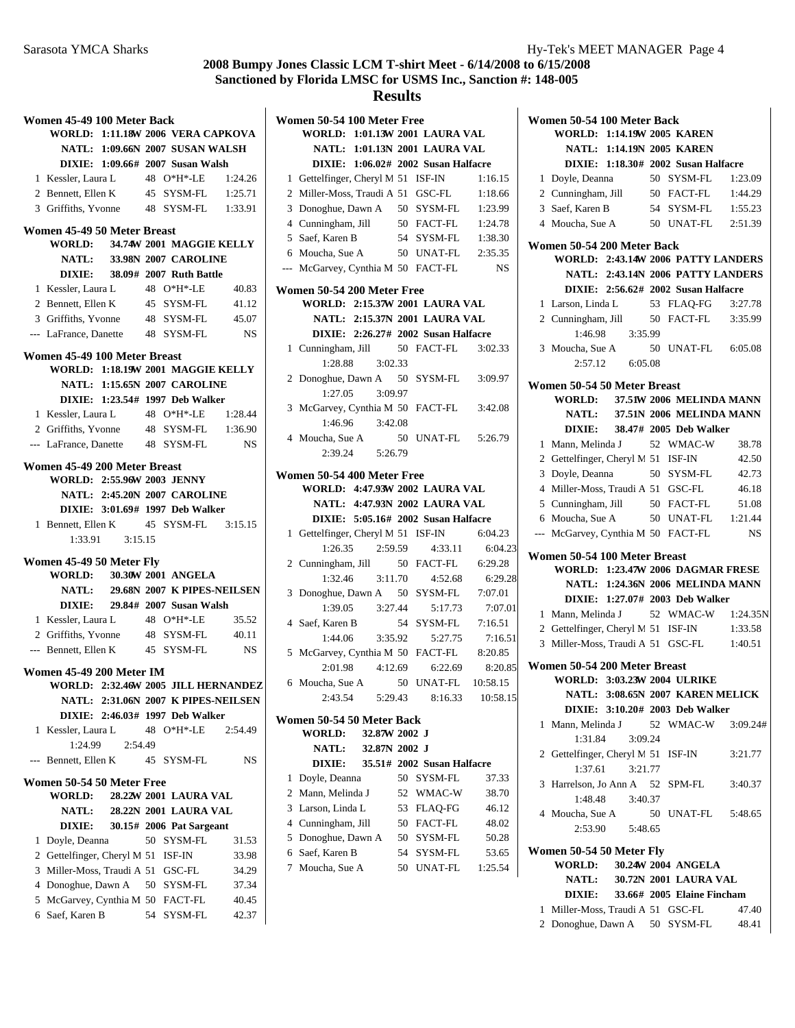## 2008 Bumpy Jones Classic LCM T-shirt Meet - 6/14/2008 to 6/15/2008
## Sanctioned by Florida LMSC for USMS Inc., Sanction #: 148-005
## Results

### Women 45-49 100 Meter Back

WORLD: 1:11.18W 2006 VERA CAPKOVA
NATL: 1:09.66N 2007 SUSAN WALSH
DIXIE: 1:09.66# 2007 Susan Walsh

| Place | Name | Age | Team | Time |
|---|---|---|---|---|
| 1 | Kessler, Laura L | 48 | O*H*-LE | 1:24.26 |
| 2 | Bennett, Ellen K | 45 | SYSM-FL | 1:25.71 |
| 3 | Griffiths, Yvonne | 48 | SYSM-FL | 1:33.91 |

### Women 45-49 50 Meter Breast

WORLD: 34.74W 2001 MAGGIE KELLY
NATL: 33.98N 2007 CAROLINE
DIXIE: 38.09# 2007 Ruth Battle

| Place | Name | Age | Team | Time |
|---|---|---|---|---|
| 1 | Kessler, Laura L | 48 | O*H*-LE | 40.83 |
| 2 | Bennett, Ellen K | 45 | SYSM-FL | 41.12 |
| 3 | Griffiths, Yvonne | 48 | SYSM-FL | 45.07 |
| --- | LaFrance, Danette | 48 | SYSM-FL | NS |

### Women 45-49 100 Meter Breast

WORLD: 1:18.19W 2001 MAGGIE KELLY
NATL: 1:15.65N 2007 CAROLINE
DIXIE: 1:23.54# 1997 Deb Walker

| Place | Name | Age | Team | Time |
|---|---|---|---|---|
| 1 | Kessler, Laura L | 48 | O*H*-LE | 1:28.44 |
| 2 | Griffiths, Yvonne | 48 | SYSM-FL | 1:36.90 |
| --- | LaFrance, Danette | 48 | SYSM-FL | NS |

### Women 45-49 200 Meter Breast

WORLD: 2:55.96W 2003 JENNY
NATL: 2:45.20N 2007 CAROLINE
DIXIE: 3:01.69# 1997 Deb Walker

| Place | Name | Age | Team | Time |
|---|---|---|---|---|
| 1 | Bennett, Ellen K | 45 | SYSM-FL | 3:15.15 |
| | 1:33.91 3:15.15 | | | |

### Women 45-49 50 Meter Fly

WORLD: 30.30W 2001 ANGELA
NATL: 29.68N 2007 K PIPES-NEILSEN
DIXIE: 29.84# 2007 Susan Walsh

| Place | Name | Age | Team | Time |
|---|---|---|---|---|
| 1 | Kessler, Laura L | 48 | O*H*-LE | 35.52 |
| 2 | Griffiths, Yvonne | 48 | SYSM-FL | 40.11 |
| --- | Bennett, Ellen K | 45 | SYSM-FL | NS |

### Women 45-49 200 Meter IM

WORLD: 2:32.46W 2005 JILL HERNANDEZ
NATL: 2:31.06N 2007 K PIPES-NEILSEN
DIXIE: 2:46.03# 1997 Deb Walker

| Place | Name | Age | Team | Time |
|---|---|---|---|---|
| 1 | Kessler, Laura L | 48 | O*H*-LE | 2:54.49 |
| | 1:24.99 2:54.49 | | | |
| --- | Bennett, Ellen K | 45 | SYSM-FL | NS |

### Women 50-54 50 Meter Free

WORLD: 28.22W 2001 LAURA VAL
NATL: 28.22N 2001 LAURA VAL
DIXIE: 30.15# 2006 Pat Sargeant

| Place | Name | Age | Team | Time |
|---|---|---|---|---|
| 1 | Doyle, Deanna | 50 | SYSM-FL | 31.53 |
| 2 | Gettelfinger, Cheryl M | 51 | ISF-IN | 33.98 |
| 3 | Miller-Moss, Traudi A | 51 | GSC-FL | 34.29 |
| 4 | Donoghue, Dawn A | 50 | SYSM-FL | 37.34 |
| 5 | McGarvey, Cynthia M | 50 | FACT-FL | 40.45 |
| 6 | Saef, Karen B | 54 | SYSM-FL | 42.37 |

### Women 50-54 100 Meter Free

WORLD: 1:01.13W 2001 LAURA VAL
NATL: 1:01.13N 2001 LAURA VAL
DIXIE: 1:06.02# 2002 Susan Halfacre

| Place | Name | Age | Team | Time |
|---|---|---|---|---|
| 1 | Gettelfinger, Cheryl M | 51 | ISF-IN | 1:16.15 |
| 2 | Miller-Moss, Traudi A | 51 | GSC-FL | 1:18.66 |
| 3 | Donoghue, Dawn A | 50 | SYSM-FL | 1:23.99 |
| 4 | Cunningham, Jill | 50 | FACT-FL | 1:24.78 |
| 5 | Saef, Karen B | 54 | SYSM-FL | 1:38.30 |
| 6 | Moucha, Sue A | 50 | UNAT-FL | 2:35.35 |
| --- | McGarvey, Cynthia M | 50 | FACT-FL | NS |

### Women 50-54 200 Meter Free

WORLD: 2:15.37W 2001 LAURA VAL
NATL: 2:15.37N 2001 LAURA VAL
DIXIE: 2:26.27# 2002 Susan Halfacre

| Place | Name | Age | Team | Time |
|---|---|---|---|---|
| 1 | Cunningham, Jill | 50 | FACT-FL | 3:02.33 |
| | 1:28.88 3:02.33 | | | |
| 2 | Donoghue, Dawn A | 50 | SYSM-FL | 3:09.97 |
| | 1:27.05 3:09.97 | | | |
| 3 | McGarvey, Cynthia M | 50 | FACT-FL | 3:42.08 |
| | 1:46.96 3:42.08 | | | |
| 4 | Moucha, Sue A | 50 | UNAT-FL | 5:26.79 |
| | 2:39.24 5:26.79 | | | |

### Women 50-54 400 Meter Free

WORLD: 4:47.93W 2002 LAURA VAL
NATL: 4:47.93N 2002 LAURA VAL
DIXIE: 5:05.16# 2002 Susan Halfacre

| Place | Name | Age | Team | Time |
|---|---|---|---|---|
| 1 | Gettelfinger, Cheryl M | 51 | ISF-IN | 6:04.23 |
| | 1:26.35 2:59.59 4:33.11 6:04.23 | | | |
| 2 | Cunningham, Jill | 50 | FACT-FL | 6:29.28 |
| | 1:32.46 3:11.70 4:52.68 6:29.28 | | | |
| 3 | Donoghue, Dawn A | 50 | SYSM-FL | 7:07.01 |
| | 1:39.05 3:27.44 5:17.73 7:07.01 | | | |
| 4 | Saef, Karen B | 54 | SYSM-FL | 7:16.51 |
| | 1:44.06 3:35.92 5:27.75 7:16.51 | | | |
| 5 | McGarvey, Cynthia M | 50 | FACT-FL | 8:20.85 |
| | 2:01.98 4:12.69 6:22.69 8:20.85 | | | |
| 6 | Moucha, Sue A | 50 | UNAT-FL | 10:58.15 |
| | 2:43.54 5:29.43 8:16.33 10:58.15 | | | |

### Women 50-54 50 Meter Back

WORLD: 32.87W 2002 J
NATL: 32.87N 2002 J
DIXIE: 35.51# 2002 Susan Halfacre

| Place | Name | Age | Team | Time |
|---|---|---|---|---|
| 1 | Doyle, Deanna | 50 | SYSM-FL | 37.33 |
| 2 | Mann, Melinda J | 52 | WMAC-W | 38.70 |
| 3 | Larson, Linda L | 53 | FLAQ-FG | 46.12 |
| 4 | Cunningham, Jill | 50 | FACT-FL | 48.02 |
| 5 | Donoghue, Dawn A | 50 | SYSM-FL | 50.28 |
| 6 | Saef, Karen B | 54 | SYSM-FL | 53.65 |
| 7 | Moucha, Sue A | 50 | UNAT-FL | 1:25.54 |

### Women 50-54 100 Meter Back

WORLD: 1:14.19W 2005 KAREN
NATL: 1:14.19N 2005 KAREN
DIXIE: 1:18.30# 2002 Susan Halfacre

| Place | Name | Age | Team | Time |
|---|---|---|---|---|
| 1 | Doyle, Deanna | 50 | SYSM-FL | 1:23.09 |
| 2 | Cunningham, Jill | 50 | FACT-FL | 1:44.29 |
| 3 | Saef, Karen B | 54 | SYSM-FL | 1:55.23 |
| 4 | Moucha, Sue A | 50 | UNAT-FL | 2:51.39 |

### Women 50-54 200 Meter Back

WORLD: 2:43.14W 2006 PATTY LANDERS
NATL: 2:43.14N 2006 PATTY LANDERS
DIXIE: 2:56.62# 2002 Susan Halfacre

| Place | Name | Age | Team | Time |
|---|---|---|---|---|
| 1 | Larson, Linda L | 53 | FLAQ-FG | 3:27.78 |
| 2 | Cunningham, Jill | 50 | FACT-FL | 3:35.99 |
| | 1:46.98 3:35.99 | | | |
| 3 | Moucha, Sue A | 50 | UNAT-FL | 6:05.08 |
| | 2:57.12 6:05.08 | | | |

### Women 50-54 50 Meter Breast

WORLD: 37.51W 2006 MELINDA MANN
NATL: 37.51N 2006 MELINDA MANN
DIXIE: 38.47# 2005 Deb Walker

| Place | Name | Age | Team | Time |
|---|---|---|---|---|
| 1 | Mann, Melinda J | 52 | WMAC-W | 38.78 |
| 2 | Gettelfinger, Cheryl M | 51 | ISF-IN | 42.50 |
| 3 | Doyle, Deanna | 50 | SYSM-FL | 42.73 |
| 4 | Miller-Moss, Traudi A | 51 | GSC-FL | 46.18 |
| 5 | Cunningham, Jill | 50 | FACT-FL | 51.08 |
| 6 | Moucha, Sue A | 50 | UNAT-FL | 1:21.44 |
| --- | McGarvey, Cynthia M | 50 | FACT-FL | NS |

### Women 50-54 100 Meter Breast

WORLD: 1:23.47W 2006 DAGMAR FRESE
NATL: 1:24.36N 2006 MELINDA MANN
DIXIE: 1:27.07# 2003 Deb Walker

| Place | Name | Age | Team | Time |
|---|---|---|---|---|
| 1 | Mann, Melinda J | 52 | WMAC-W | 1:24.35N |
| 2 | Gettelfinger, Cheryl M | 51 | ISF-IN | 1:33.58 |
| 3 | Miller-Moss, Traudi A | 51 | GSC-FL | 1:40.51 |

### Women 50-54 200 Meter Breast

WORLD: 3:03.23W 2004 ULRIKE
NATL: 3:08.65N 2007 KAREN MELICK
DIXIE: 3:10.20# 2003 Deb Walker

| Place | Name | Age | Team | Time |
|---|---|---|---|---|
| 1 | Mann, Melinda J | 52 | WMAC-W | 3:09.24# |
| | 1:31.84 3:09.24 | | | |
| 2 | Gettelfinger, Cheryl M | 51 | ISF-IN | 3:21.77 |
| | 1:37.61 3:21.77 | | | |
| 3 | Harrelson, Jo Ann A | 52 | SPM-FL | 3:40.37 |
| | 1:48.48 3:40.37 | | | |
| 4 | Moucha, Sue A | 50 | UNAT-FL | 5:48.65 |
| | 2:53.90 5:48.65 | | | |

### Women 50-54 50 Meter Fly

WORLD: 30.24W 2004 ANGELA
NATL: 30.72N 2001 LAURA VAL
DIXIE: 33.66# 2005 Elaine Fincham

| Place | Name | Age | Team | Time |
|---|---|---|---|---|
| 1 | Miller-Moss, Traudi A | 51 | GSC-FL | 47.40 |
| 2 | Donoghue, Dawn A | 50 | SYSM-FL | 48.41 |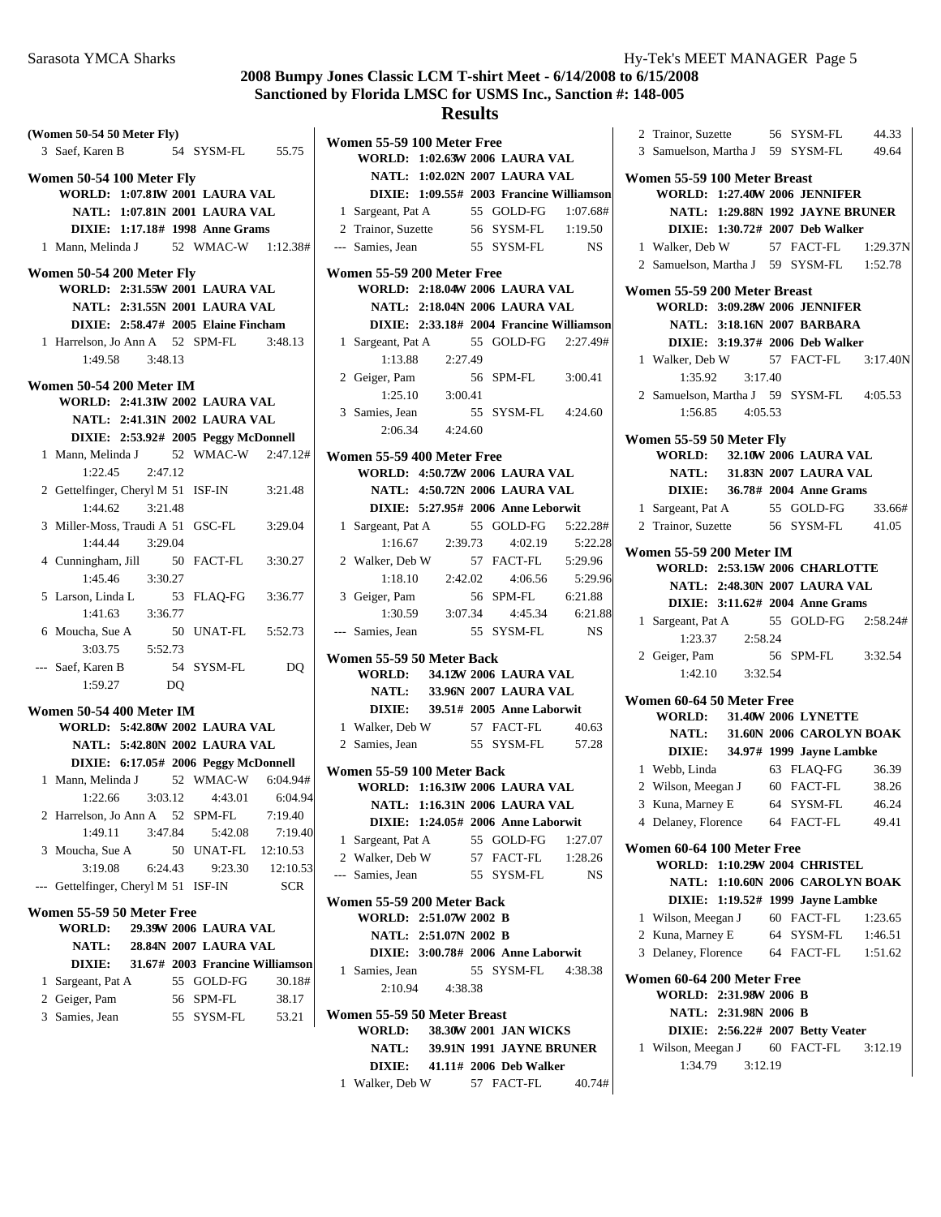## 2008 Bumpy Jones Classic LCM T-shirt Meet - 6/14/2008 to 6/15/2008
## Sanctioned by Florida LMSC for USMS Inc., Sanction #: 148-005
## Results

**(Women 50-54 50 Meter Fly)**

3 Saef, Karen B 54 SYSM-FL 55.75

**Women 50-54 100 Meter Fly**

WORLD: 1:07.81W 2001 LAURA VAL
NATL: 1:07.81N 2001 LAURA VAL
DIXIE: 1:17.18# 1998 Anne Grams

1 Mann, Melinda J 52 WMAC-W 1:12.38#

**Women 50-54 200 Meter Fly**

WORLD: 2:31.55W 2001 LAURA VAL
NATL: 2:31.55N 2001 LAURA VAL
DIXIE: 2:58.47# 2005 Elaine Fincham

1 Harrelson, Jo Ann A 52 SPM-FL 3:48.13
1:49.58 3:48.13

**Women 50-54 200 Meter IM**

WORLD: 2:41.31W 2002 LAURA VAL
NATL: 2:41.31N 2002 LAURA VAL
DIXIE: 2:53.92# 2005 Peggy McDonnell

1 Mann, Melinda J 52 WMAC-W 2:47.12#
1:22.45 2:47.12
2 Gettelfinger, Cheryl M 51 ISF-IN 3:21.48
1:44.62 3:21.48
3 Miller-Moss, Traudi A 51 GSC-FL 3:29.04
1:44.44 3:29.04
4 Cunningham, Jill 50 FACT-FL 3:30.27
1:45.46 3:30.27
5 Larson, Linda L 53 FLAQ-FG 3:36.77
1:41.63 3:36.77
6 Moucha, Sue A 50 UNAT-FL 5:52.73
3:03.75 5:52.73
--- Saef, Karen B 54 SYSM-FL DQ
1:59.27 DQ

**Women 50-54 400 Meter IM**

WORLD: 5:42.80W 2002 LAURA VAL
NATL: 5:42.80N 2002 LAURA VAL
DIXIE: 6:17.05# 2006 Peggy McDonnell

1 Mann, Melinda J 52 WMAC-W 6:04.94#
1:22.66 3:03.12 4:43.01 6:04.94
2 Harrelson, Jo Ann A 52 SPM-FL 7:19.40
1:49.11 3:47.84 5:42.08 7:19.40
3 Moucha, Sue A 50 UNAT-FL 12:10.53
3:19.08 6:24.43 9:23.30 12:10.53
--- Gettelfinger, Cheryl M 51 ISF-IN SCR

**Women 55-59 50 Meter Free**

WORLD: 29.39W 2006 LAURA VAL
NATL: 28.84N 2007 LAURA VAL
DIXIE: 31.67# 2003 Francine Williamson

1 Sargeant, Pat A 55 GOLD-FG 30.18#
2 Geiger, Pam 56 SPM-FL 38.17
3 Samies, Jean 55 SYSM-FL 53.21

**Women 55-59 100 Meter Free**

WORLD: 1:02.63W 2006 LAURA VAL
NATL: 1:02.02N 2007 LAURA VAL
DIXIE: 1:09.55# 2003 Francine Williamson

1 Sargeant, Pat A 55 GOLD-FG 1:07.68#
2 Trainor, Suzette 56 SYSM-FL 1:19.50
--- Samies, Jean 55 SYSM-FL NS

**Women 55-59 200 Meter Free**

WORLD: 2:18.04W 2006 LAURA VAL
NATL: 2:18.04N 2006 LAURA VAL
DIXIE: 2:33.18# 2004 Francine Williamson

1 Sargeant, Pat A 55 GOLD-FG 2:27.49#
1:13.88 2:27.49
2 Geiger, Pam 56 SPM-FL 3:00.41
1:25.10 3:00.41
3 Samies, Jean 55 SYSM-FL 4:24.60
2:06.34 4:24.60

**Women 55-59 400 Meter Free**

WORLD: 4:50.72W 2006 LAURA VAL
NATL: 4:50.72N 2006 LAURA VAL
DIXIE: 5:27.95# 2006 Anne Leborwit

1 Sargeant, Pat A 55 GOLD-FG 5:22.28#
1:16.67 2:39.73 4:02.19 5:22.28
2 Walker, Deb W 57 FACT-FL 5:29.96
1:18.10 2:42.02 4:06.56 5:29.96
3 Geiger, Pam 56 SPM-FL 6:21.88
1:30.59 3:07.34 4:45.34 6:21.88
--- Samies, Jean 55 SYSM-FL NS

**Women 55-59 50 Meter Back**

WORLD: 34.12W 2006 LAURA VAL
NATL: 33.96N 2007 LAURA VAL
DIXIE: 39.51# 2005 Anne Laborwit

1 Walker, Deb W 57 FACT-FL 40.63
2 Samies, Jean 55 SYSM-FL 57.28

**Women 55-59 100 Meter Back**

WORLD: 1:16.31W 2006 LAURA VAL
NATL: 1:16.31N 2006 LAURA VAL
DIXIE: 1:24.05# 2006 Anne Laborwit

1 Sargeant, Pat A 55 GOLD-FG 1:27.07
2 Walker, Deb W 57 FACT-FL 1:28.26
--- Samies, Jean 55 SYSM-FL NS

**Women 55-59 200 Meter Back**

WORLD: 2:51.07W 2002 B
NATL: 2:51.07N 2002 B
DIXIE: 3:00.78# 2006 Anne Laborwit

1 Samies, Jean 55 SYSM-FL 4:38.38
2:10.94 4:38.38

**Women 55-59 50 Meter Breast**

WORLD: 38.30W 2001 JAN WICKS
NATL: 39.91N 1991 JAYNE BRUNER
DIXIE: 41.11# 2006 Deb Walker

1 Walker, Deb W 57 FACT-FL 40.74#
2 Trainor, Suzette 56 SYSM-FL 44.33
3 Samuelson, Martha J 59 SYSM-FL 49.64

**Women 55-59 100 Meter Breast**

WORLD: 1:27.40W 2006 JENNIFER
NATL: 1:29.88N 1992 JAYNE BRUNER
DIXIE: 1:30.72# 2007 Deb Walker

1 Walker, Deb W 57 FACT-FL 1:29.37N
2 Samuelson, Martha J 59 SYSM-FL 1:52.78

**Women 55-59 200 Meter Breast**

WORLD: 3:09.28W 2006 JENNIFER
NATL: 3:18.16N 2007 BARBARA
DIXIE: 3:19.37# 2006 Deb Walker

1 Walker, Deb W 57 FACT-FL 3:17.40N
1:35.92 3:17.40
2 Samuelson, Martha J 59 SYSM-FL 4:05.53
1:56.85 4:05.53

**Women 55-59 50 Meter Fly**

WORLD: 32.10W 2006 LAURA VAL
NATL: 31.83N 2007 LAURA VAL
DIXIE: 36.78# 2004 Anne Grams

1 Sargeant, Pat A 55 GOLD-FG 33.66#
2 Trainor, Suzette 56 SYSM-FL 41.05

**Women 55-59 200 Meter IM**

WORLD: 2:53.15W 2006 CHARLOTTE
NATL: 2:48.30N 2007 LAURA VAL
DIXIE: 3:11.62# 2004 Anne Grams

1 Sargeant, Pat A 55 GOLD-FG 2:58.24#
1:23.37 2:58.24
2 Geiger, Pam 56 SPM-FL 3:32.54
1:42.10 3:32.54

**Women 60-64 50 Meter Free**

WORLD: 31.40W 2006 LYNETTE
NATL: 31.60N 2006 CAROLYN BOAK
DIXIE: 34.97# 1999 Jayne Lambke

1 Webb, Linda 63 FLAQ-FG 36.39
2 Wilson, Meegan J 60 FACT-FL 38.26
3 Kuna, Marney E 64 SYSM-FL 46.24
4 Delaney, Florence 64 FACT-FL 49.41

**Women 60-64 100 Meter Free**

WORLD: 1:10.29W 2004 CHRISTEL
NATL: 1:10.60N 2006 CAROLYN BOAK
DIXIE: 1:19.52# 1999 Jayne Lambke

1 Wilson, Meegan J 60 FACT-FL 1:23.65
2 Kuna, Marney E 64 SYSM-FL 1:46.51
3 Delaney, Florence 64 FACT-FL 1:51.62

**Women 60-64 200 Meter Free**

WORLD: 2:31.98W 2006 B
NATL: 2:31.98N 2006 B
DIXIE: 2:56.22# 2007 Betty Veater

1 Wilson, Meegan J 60 FACT-FL 3:12.19
1:34.79 3:12.19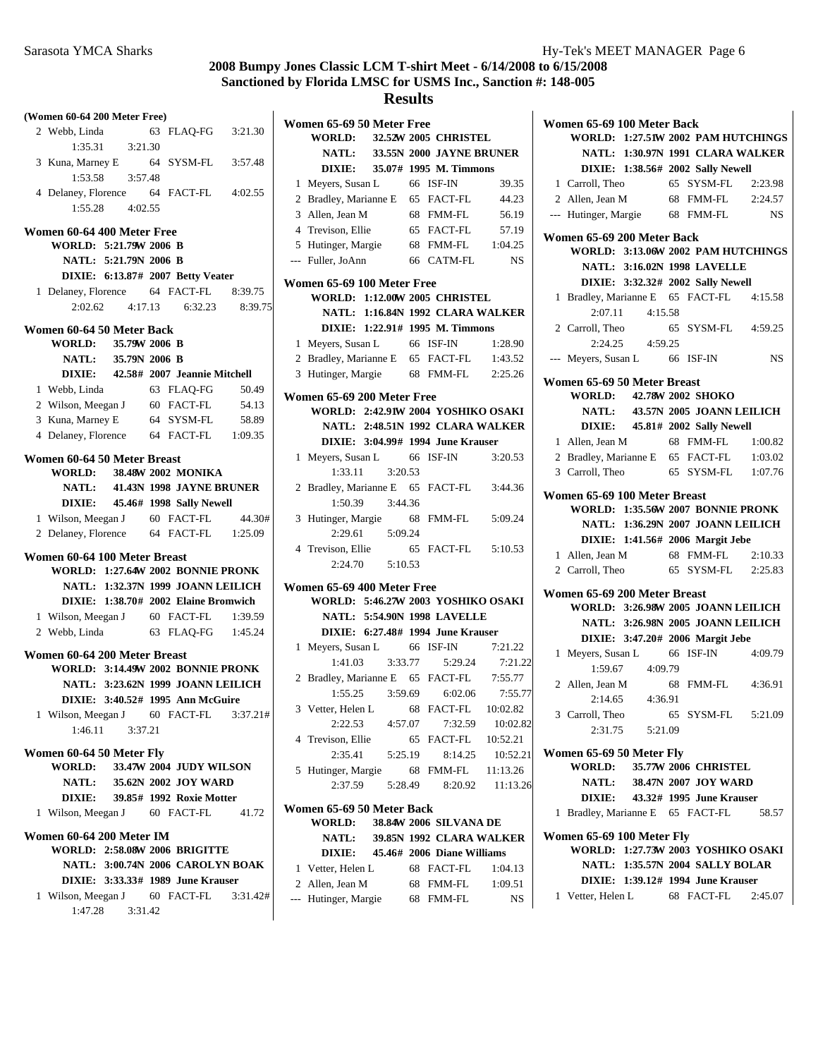## 2008 Bumpy Jones Classic LCM T-shirt Meet - 6/14/2008 to 6/15/2008
## Sanctioned by Florida LMSC for USMS Inc., Sanction #: 148-005
## Results

**(Women 60-64 200 Meter Free)**

| Place | Name | Age | Team | Time |
|---|---|---|---|---|
| 2 | Webb, Linda | 63 | FLAQ-FG | 3:21.30 |
| | 1:35.31 3:21.30 | | | |
| 3 | Kuna, Marney E | 64 | SYSM-FL | 3:57.48 |
| | 1:53.58 3:57.48 | | | |
| 4 | Delaney, Florence | 64 | FACT-FL | 4:02.55 |
| | 1:55.28 4:02.55 | | | |

**Women 60-64 400 Meter Free**

WORLD: 5:21.79W 2006 B
NATL: 5:21.79N 2006 B
DIXIE: 6:13.87# 2007 Betty Veater

| Place | Name | Age | Team | Time |
|---|---|---|---|---|
| 1 | Delaney, Florence | 64 | FACT-FL | 8:39.75 |
| | 2:02.62 4:17.13 6:32.23 8:39.75 | | | |

**Women 60-64 50 Meter Back**

WORLD: 35.79W 2006 B
NATL: 35.79N 2006 B
DIXIE: 42.58# 2007 Jeannie Mitchell

| Place | Name | Age | Team | Time |
|---|---|---|---|---|
| 1 | Webb, Linda | 63 | FLAQ-FG | 50.49 |
| 2 | Wilson, Meegan J | 60 | FACT-FL | 54.13 |
| 3 | Kuna, Marney E | 64 | SYSM-FL | 58.89 |
| 4 | Delaney, Florence | 64 | FACT-FL | 1:09.35 |

**Women 60-64 50 Meter Breast**

WORLD: 38.48W 2002 MONIKA
NATL: 41.43N 1998 JAYNE BRUNER
DIXIE: 45.46# 1998 Sally Newell

| Place | Name | Age | Team | Time |
|---|---|---|---|---|
| 1 | Wilson, Meegan J | 60 | FACT-FL | 44.30# |
| 2 | Delaney, Florence | 64 | FACT-FL | 1:25.09 |

**Women 60-64 100 Meter Breast**

WORLD: 1:27.64W 2002 BONNIE PRONK
NATL: 1:32.37N 1999 JOANN LEILICH
DIXIE: 1:38.70# 2002 Elaine Bromwich

| Place | Name | Age | Team | Time |
|---|---|---|---|---|
| 1 | Wilson, Meegan J | 60 | FACT-FL | 1:39.59 |
| 2 | Webb, Linda | 63 | FLAQ-FG | 1:45.24 |

**Women 60-64 200 Meter Breast**

WORLD: 3:14.49W 2002 BONNIE PRONK
NATL: 3:23.62N 1999 JOANN LEILICH
DIXIE: 3:40.52# 1995 Ann McGuire

| Place | Name | Age | Team | Time |
|---|---|---|---|---|
| 1 | Wilson, Meegan J | 60 | FACT-FL | 3:37.21# |
| | 1:46.11 3:37.21 | | | |

**Women 60-64 50 Meter Fly**

WORLD: 33.47W 2004 JUDY WILSON
NATL: 35.62N 2002 JOY WARD
DIXIE: 39.85# 1992 Roxie Motter

| Place | Name | Age | Team | Time |
|---|---|---|---|---|
| 1 | Wilson, Meegan J | 60 | FACT-FL | 41.72 |

**Women 60-64 200 Meter IM**

WORLD: 2:58.08W 2006 BRIGITTE
NATL: 3:00.74N 2006 CAROLYN BOAK
DIXIE: 3:33.33# 1989 June Krauser

| Place | Name | Age | Team | Time |
|---|---|---|---|---|
| 1 | Wilson, Meegan J | 60 | FACT-FL | 3:31.42# |
| | 1:47.28 3:31.42 | | | |

**Women 65-69 50 Meter Free**

WORLD: 32.52W 2005 CHRISTEL
NATL: 33.55N 2000 JAYNE BRUNER
DIXIE: 35.07# 1995 M. Timmons

| Place | Name | Age | Team | Time |
|---|---|---|---|---|
| 1 | Meyers, Susan L | 66 | ISF-IN | 39.35 |
| 2 | Bradley, Marianne E | 65 | FACT-FL | 44.23 |
| 3 | Allen, Jean M | 68 | FMM-FL | 56.19 |
| 4 | Trevison, Ellie | 65 | FACT-FL | 57.19 |
| 5 | Hutinger, Margie | 68 | FMM-FL | 1:04.25 |
| --- | Fuller, JoAnn | 66 | CATM-FL | NS |

**Women 65-69 100 Meter Free**

WORLD: 1:12.00W 2005 CHRISTEL
NATL: 1:16.84N 1992 CLARA WALKER
DIXIE: 1:22.91# 1995 M. Timmons

| Place | Name | Age | Team | Time |
|---|---|---|---|---|
| 1 | Meyers, Susan L | 66 | ISF-IN | 1:28.90 |
| 2 | Bradley, Marianne E | 65 | FACT-FL | 1:43.52 |
| 3 | Hutinger, Margie | 68 | FMM-FL | 2:25.26 |

**Women 65-69 200 Meter Free**

WORLD: 2:42.91W 2004 YOSHIKO OSAKI
NATL: 2:48.51N 1992 CLARA WALKER
DIXIE: 3:04.99# 1994 June Krauser

| Place | Name | Age | Team | Time |
|---|---|---|---|---|
| 1 | Meyers, Susan L | 66 | ISF-IN | 3:20.53 |
| | 1:33.11 3:20.53 | | | |
| 2 | Bradley, Marianne E | 65 | FACT-FL | 3:44.36 |
| | 1:50.39 3:44.36 | | | |
| 3 | Hutinger, Margie | 68 | FMM-FL | 5:09.24 |
| | 2:29.61 5:09.24 | | | |
| 4 | Trevison, Ellie | 65 | FACT-FL | 5:10.53 |
| | 2:24.70 5:10.53 | | | |

**Women 65-69 400 Meter Free**

WORLD: 5:46.27W 2003 YOSHIKO OSAKI
NATL: 5:54.90N 1998 LAVELLE
DIXIE: 6:27.48# 1994 June Krauser

| Place | Name | Age | Team | Time |
|---|---|---|---|---|
| 1 | Meyers, Susan L | 66 | ISF-IN | 7:21.22 |
| | 1:41.03 3:33.77 5:29.24 7:21.22 | | | |
| 2 | Bradley, Marianne E | 65 | FACT-FL | 7:55.77 |
| | 1:55.25 3:59.69 6:02.06 7:55.77 | | | |
| 3 | Vetter, Helen L | 68 | FACT-FL | 10:02.82 |
| | 2:22.53 4:57.07 7:32.59 10:02.82 | | | |
| 4 | Trevison, Ellie | 65 | FACT-FL | 10:52.21 |
| | 2:35.41 5:25.19 8:14.25 10:52.21 | | | |
| 5 | Hutinger, Margie | 68 | FMM-FL | 11:13.26 |
| | 2:37.59 5:28.49 8:20.92 11:13.26 | | | |

**Women 65-69 50 Meter Back**

WORLD: 38.84W 2006 SILVANA DE
NATL: 39.85N 1992 CLARA WALKER
DIXIE: 45.46# 2006 Diane Williams

| Place | Name | Age | Team | Time |
|---|---|---|---|---|
| 1 | Vetter, Helen L | 68 | FACT-FL | 1:04.13 |
| 2 | Allen, Jean M | 68 | FMM-FL | 1:09.51 |
| --- | Hutinger, Margie | 68 | FMM-FL | NS |

**Women 65-69 100 Meter Back**

WORLD: 1:27.51W 2002 PAM HUTCHINGS
NATL: 1:30.97N 1991 CLARA WALKER
DIXIE: 1:38.56# 2002 Sally Newell

| Place | Name | Age | Team | Time |
|---|---|---|---|---|
| 1 | Carroll, Theo | 65 | SYSM-FL | 2:23.98 |
| 2 | Allen, Jean M | 68 | FMM-FL | 2:24.57 |
| --- | Hutinger, Margie | 68 | FMM-FL | NS |

**Women 65-69 200 Meter Back**

WORLD: 3:13.06W 2002 PAM HUTCHINGS
NATL: 3:16.02N 1998 LAVELLE
DIXIE: 3:32.32# 2002 Sally Newell

| Place | Name | Age | Team | Time |
|---|---|---|---|---|
| 1 | Bradley, Marianne E | 65 | FACT-FL | 4:15.58 |
| | 2:07.11 4:15.58 | | | |
| 2 | Carroll, Theo | 65 | SYSM-FL | 4:59.25 |
| | 2:24.25 4:59.25 | | | |
| --- | Meyers, Susan L | 66 | ISF-IN | NS |

**Women 65-69 50 Meter Breast**

WORLD: 42.78W 2002 SHOKO
NATL: 43.57N 2005 JOANN LEILICH
DIXIE: 45.81# 2002 Sally Newell

| Place | Name | Age | Team | Time |
|---|---|---|---|---|
| 1 | Allen, Jean M | 68 | FMM-FL | 1:00.82 |
| 2 | Bradley, Marianne E | 65 | FACT-FL | 1:03.02 |
| 3 | Carroll, Theo | 65 | SYSM-FL | 1:07.76 |

**Women 65-69 100 Meter Breast**

WORLD: 1:35.56W 2007 BONNIE PRONK
NATL: 1:36.29N 2007 JOANN LEILICH
DIXIE: 1:41.56# 2006 Margit Jebe

| Place | Name | Age | Team | Time |
|---|---|---|---|---|
| 1 | Allen, Jean M | 68 | FMM-FL | 2:10.33 |
| 2 | Carroll, Theo | 65 | SYSM-FL | 2:25.83 |

**Women 65-69 200 Meter Breast**

WORLD: 3:26.98W 2005 JOANN LEILICH
NATL: 3:26.98N 2005 JOANN LEILICH
DIXIE: 3:47.20# 2006 Margit Jebe

| Place | Name | Age | Team | Time |
|---|---|---|---|---|
| 1 | Meyers, Susan L | 66 | ISF-IN | 4:09.79 |
| | 1:59.67 4:09.79 | | | |
| 2 | Allen, Jean M | 68 | FMM-FL | 4:36.91 |
| | 2:14.65 4:36.91 | | | |
| 3 | Carroll, Theo | 65 | SYSM-FL | 5:21.09 |
| | 2:31.75 5:21.09 | | | |

**Women 65-69 50 Meter Fly**

WORLD: 35.77W 2006 CHRISTEL
NATL: 38.47N 2007 JOY WARD
DIXIE: 43.32# 1995 June Krauser

| Place | Name | Age | Team | Time |
|---|---|---|---|---|
| 1 | Bradley, Marianne E | 65 | FACT-FL | 58.57 |

**Women 65-69 100 Meter Fly**

WORLD: 1:27.73W 2003 YOSHIKO OSAKI
NATL: 1:35.57N 2004 SALLY BOLAR
DIXIE: 1:39.12# 1994 June Krauser

| Place | Name | Age | Team | Time |
|---|---|---|---|---|
| 1 | Vetter, Helen L | 68 | FACT-FL | 2:45.07 |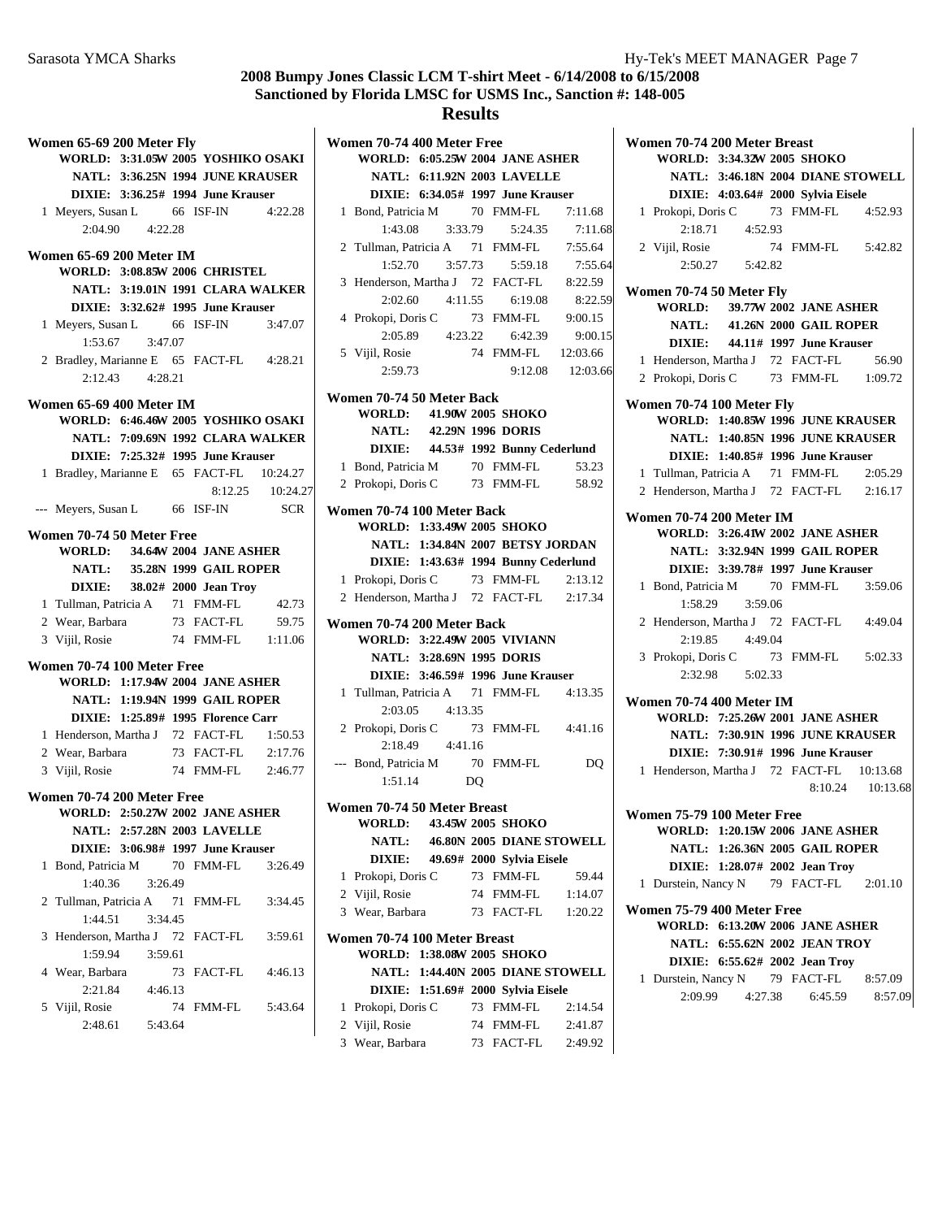# 2008 Bumpy Jones Classic LCM T-shirt Meet - 6/14/2008 to 6/15/2008
## Sanctioned by Florida LMSC for USMS Inc., Sanction #: 148-005
## Results

### Women 65-69 200 Meter Fly

**WORLD: 3:31.05W 2005 YOSHIKO OSAKI**
**NATL: 3:36.25N 1994 JUNE KRAUSER**
**DIXIE: 3:36.25# 1994 June Krauser**

1 Meyers, Susan L 66 ISF-IN 4:22.28
2:04.90 4:22.28

### Women 65-69 200 Meter IM

**WORLD: 3:08.85W 2006 CHRISTEL**
**NATL: 3:19.01N 1991 CLARA WALKER**
**DIXIE: 3:32.62# 1995 June Krauser**

1 Meyers, Susan L 66 ISF-IN 3:47.07
1:53.67 3:47.07
2 Bradley, Marianne E 65 FACT-FL 4:28.21
2:12.43 4:28.21

### Women 65-69 400 Meter IM

**WORLD: 6:46.46W 2005 YOSHIKO OSAKI**
**NATL: 7:09.69N 1992 CLARA WALKER**
**DIXIE: 7:25.32# 1995 June Krauser**

1 Bradley, Marianne E 65 FACT-FL 10:24.27
8:12.25 10:24.27
--- Meyers, Susan L 66 ISF-IN SCR

### Women 70-74 50 Meter Free

**WORLD: 34.64W 2004 JANE ASHER**
**NATL: 35.28N 1999 GAIL ROPER**
**DIXIE: 38.02# 2000 Jean Troy**

1 Tullman, Patricia A 71 FMM-FL 42.73
2 Wear, Barbara 73 FACT-FL 59.75
3 Vijil, Rosie 74 FMM-FL 1:11.06

### Women 70-74 100 Meter Free

**WORLD: 1:17.94W 2004 JANE ASHER**
**NATL: 1:19.94N 1999 GAIL ROPER**
**DIXIE: 1:25.89# 1995 Florence Carr**

1 Henderson, Martha J 72 FACT-FL 1:50.53
2 Wear, Barbara 73 FACT-FL 2:17.76
3 Vijil, Rosie 74 FMM-FL 2:46.77

### Women 70-74 200 Meter Free

**WORLD: 2:50.27W 2002 JANE ASHER**
**NATL: 2:57.28N 2003 LAVELLE**
**DIXIE: 3:06.98# 1997 June Krauser**

1 Bond, Patricia M 70 FMM-FL 3:26.49
1:40.36 3:26.49
2 Tullman, Patricia A 71 FMM-FL 3:34.45
1:44.51 3:34.45
3 Henderson, Martha J 72 FACT-FL 3:59.61
1:59.94 3:59.61
4 Wear, Barbara 73 FACT-FL 4:46.13
2:21.84 4:46.13
5 Vijil, Rosie 74 FMM-FL 5:43.64
2:48.61 5:43.64

### Women 70-74 400 Meter Free

**WORLD: 6:05.25W 2004 JANE ASHER**
**NATL: 6:11.92N 2003 LAVELLE**
**DIXIE: 6:34.05# 1997 June Krauser**

1 Bond, Patricia M 70 FMM-FL 7:11.68
1:43.08 3:33.79 5:24.35 7:11.68
2 Tullman, Patricia A 71 FMM-FL 7:55.64
1:52.70 3:57.73 5:59.18 7:55.64
3 Henderson, Martha J 72 FACT-FL 8:22.59
2:02.60 4:11.55 6:19.08 8:22.59
4 Prokopi, Doris C 73 FMM-FL 9:00.15
2:05.89 4:23.22 6:42.39 9:00.15
5 Vijil, Rosie 74 FMM-FL 12:03.66
2:59.73 9:12.08 12:03.66

### Women 70-74 50 Meter Back

**WORLD: 41.90W 2005 SHOKO**
**NATL: 42.29N 1996 DORIS**
**DIXIE: 44.53# 1992 Bunny Cederlund**

1 Bond, Patricia M 70 FMM-FL 53.23
2 Prokopi, Doris C 73 FMM-FL 58.92

### Women 70-74 100 Meter Back

**WORLD: 1:33.49W 2005 SHOKO**
**NATL: 1:34.84N 2007 BETSY JORDAN**
**DIXIE: 1:43.63# 1994 Bunny Cederlund**

1 Prokopi, Doris C 73 FMM-FL 2:13.12
2 Henderson, Martha J 72 FACT-FL 2:17.34

### Women 70-74 200 Meter Back

**WORLD: 3:22.49W 2005 VIVIANN**
**NATL: 3:28.69N 1995 DORIS**
**DIXIE: 3:46.59# 1996 June Krauser**

1 Tullman, Patricia A 71 FMM-FL 4:13.35
2:03.05 4:13.35
2 Prokopi, Doris C 73 FMM-FL 4:41.16
2:18.49 4:41.16
--- Bond, Patricia M 70 FMM-FL DQ
1:51.14 DQ

### Women 70-74 50 Meter Breast

**WORLD: 43.45W 2005 SHOKO**
**NATL: 46.80N 2005 DIANE STOWELL**
**DIXIE: 49.69# 2000 Sylvia Eisele**

1 Prokopi, Doris C 73 FMM-FL 59.44
2 Vijil, Rosie 74 FMM-FL 1:14.07
3 Wear, Barbara 73 FACT-FL 1:20.22

### Women 70-74 100 Meter Breast

**WORLD: 1:38.08W 2005 SHOKO**
**NATL: 1:44.40N 2005 DIANE STOWELL**
**DIXIE: 1:51.69# 2000 Sylvia Eisele**

1 Prokopi, Doris C 73 FMM-FL 2:14.54
2 Vijil, Rosie 74 FMM-FL 2:41.87
3 Wear, Barbara 73 FACT-FL 2:49.92

### Women 70-74 200 Meter Breast

**WORLD: 3:34.32W 2005 SHOKO**
**NATL: 3:46.18N 2004 DIANE STOWELL**
**DIXIE: 4:03.64# 2000 Sylvia Eisele**

1 Prokopi, Doris C 73 FMM-FL 4:52.93
2:18.71 4:52.93
2 Vijil, Rosie 74 FMM-FL 5:42.82
2:50.27 5:42.82

### Women 70-74 50 Meter Fly

**WORLD: 39.77W 2002 JANE ASHER**
**NATL: 41.26N 2000 GAIL ROPER**
**DIXIE: 44.11# 1997 June Krauser**

1 Henderson, Martha J 72 FACT-FL 56.90
2 Prokopi, Doris C 73 FMM-FL 1:09.72

### Women 70-74 100 Meter Fly

**WORLD: 1:40.85W 1996 JUNE KRAUSER**
**NATL: 1:40.85N 1996 JUNE KRAUSER**
**DIXIE: 1:40.85# 1996 June Krauser**

1 Tullman, Patricia A 71 FMM-FL 2:05.29
2 Henderson, Martha J 72 FACT-FL 2:16.17

### Women 70-74 200 Meter IM

**WORLD: 3:26.41W 2002 JANE ASHER**
**NATL: 3:32.94N 1999 GAIL ROPER**
**DIXIE: 3:39.78# 1997 June Krauser**

1 Bond, Patricia M 70 FMM-FL 3:59.06
1:58.29 3:59.06
2 Henderson, Martha J 72 FACT-FL 4:49.04
2:19.85 4:49.04
3 Prokopi, Doris C 73 FMM-FL 5:02.33
2:32.98 5:02.33

### Women 70-74 400 Meter IM

**WORLD: 7:25.26W 2001 JANE ASHER**
**NATL: 7:30.91N 1996 JUNE KRAUSER**
**DIXIE: 7:30.91# 1996 June Krauser**

1 Henderson, Martha J 72 FACT-FL 10:13.68
8:10.24 10:13.68

### Women 75-79 100 Meter Free

**WORLD: 1:20.15W 2006 JANE ASHER**
**NATL: 1:26.36N 2005 GAIL ROPER**
**DIXIE: 1:28.07# 2002 Jean Troy**

1 Durstein, Nancy N 79 FACT-FL 2:01.10

### Women 75-79 400 Meter Free

**WORLD: 6:13.20W 2006 JANE ASHER**
**NATL: 6:55.62N 2002 JEAN TROY**
**DIXIE: 6:55.62# 2002 Jean Troy**

1 Durstein, Nancy N 79 FACT-FL 8:57.09
2:09.99 4:27.38 6:45.59 8:57.09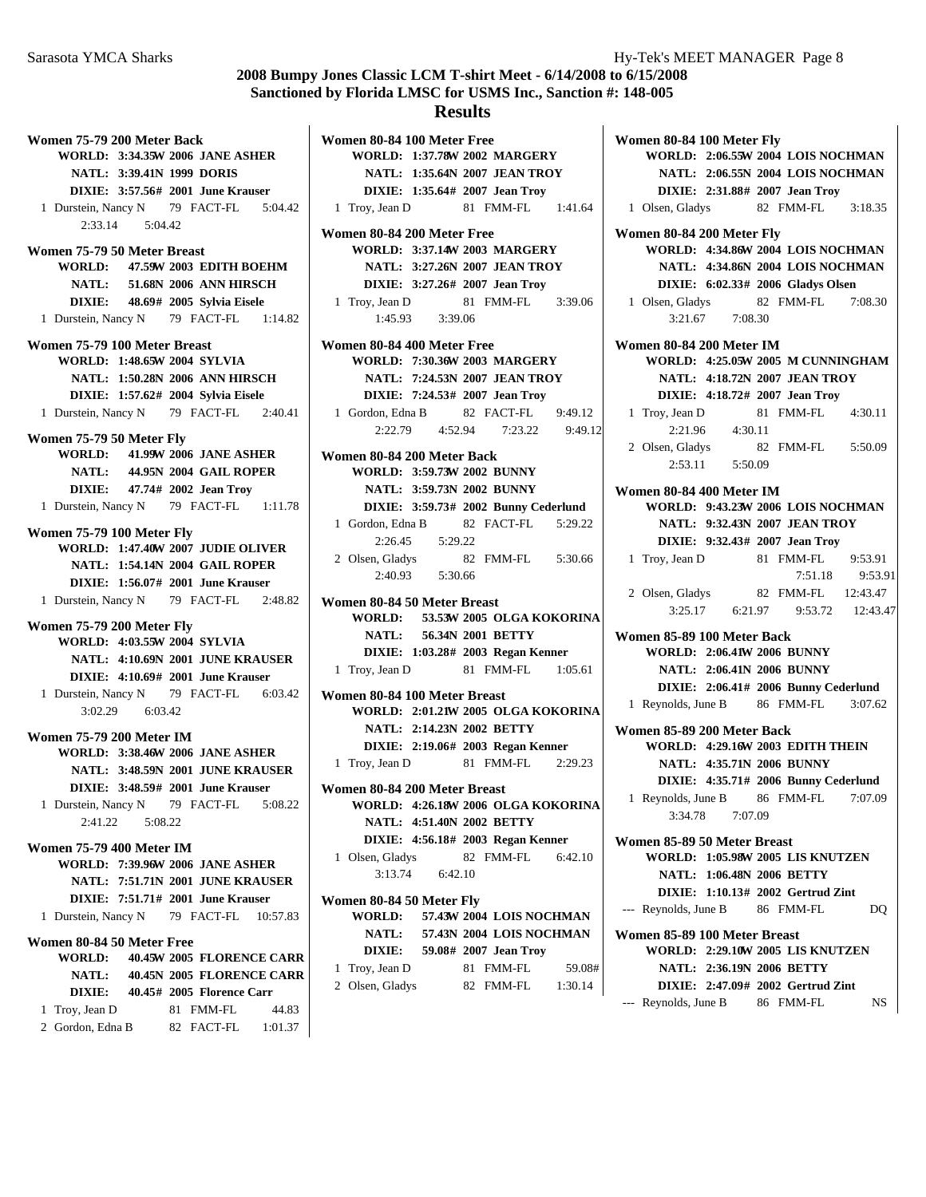## 2008 Bumpy Jones Classic LCM T-shirt Meet - 6/14/2008 to 6/15/2008
## Sanctioned by Florida LMSC for USMS Inc., Sanction #: 148-005
## Results

**Women 75-79 200 Meter Back**

**WORLD: 3:34.35W 2006 JANE ASHER**
**NATL: 3:39.41N 1999 DORIS**
**DIXIE: 3:57.56# 2001 June Krauser**

1 Durstein, Nancy N 79 FACT-FL 5:04.42
2:33.14 5:04.42

**Women 75-79 50 Meter Breast**

**WORLD: 47.59W 2003 EDITH BOEHM**
**NATL: 51.68N 2006 ANN HIRSCH**
**DIXIE: 48.69# 2005 Sylvia Eisele**

1 Durstein, Nancy N 79 FACT-FL 1:14.82

**Women 75-79 100 Meter Breast**

**WORLD: 1:48.65W 2004 SYLVIA**
**NATL: 1:50.28N 2006 ANN HIRSCH**
**DIXIE: 1:57.62# 2004 Sylvia Eisele**

1 Durstein, Nancy N 79 FACT-FL 2:40.41

**Women 75-79 50 Meter Fly**

**WORLD: 41.99W 2006 JANE ASHER**
**NATL: 44.95N 2004 GAIL ROPER**
**DIXIE: 47.74# 2002 Jean Troy**

1 Durstein, Nancy N 79 FACT-FL 1:11.78

**Women 75-79 100 Meter Fly**

**WORLD: 1:47.40W 2007 JUDIE OLIVER**
**NATL: 1:54.14N 2004 GAIL ROPER**
**DIXIE: 1:56.07# 2001 June Krauser**

1 Durstein, Nancy N 79 FACT-FL 2:48.82

**Women 75-79 200 Meter Fly**

**WORLD: 4:03.55W 2004 SYLVIA**
**NATL: 4:10.69N 2001 JUNE KRAUSER**
**DIXIE: 4:10.69# 2001 June Krauser**

1 Durstein, Nancy N 79 FACT-FL 6:03.42
3:02.29 6:03.42

**Women 75-79 200 Meter IM**

**WORLD: 3:38.46W 2006 JANE ASHER**
**NATL: 3:48.59N 2001 JUNE KRAUSER**
**DIXIE: 3:48.59# 2001 June Krauser**

1 Durstein, Nancy N 79 FACT-FL 5:08.22
2:41.22 5:08.22

**Women 75-79 400 Meter IM**

**WORLD: 7:39.96W 2006 JANE ASHER**
**NATL: 7:51.71N 2001 JUNE KRAUSER**
**DIXIE: 7:51.71# 2001 June Krauser**

1 Durstein, Nancy N 79 FACT-FL 10:57.83

**Women 80-84 50 Meter Free**

**WORLD: 40.45W 2005 FLORENCE CARR**
**NATL: 40.45N 2005 FLORENCE CARR**
**DIXIE: 40.45# 2005 Florence Carr**

1 Troy, Jean D 81 FMM-FL 44.83
2 Gordon, Edna B 82 FACT-FL 1:01.37

**Women 80-84 100 Meter Free**

**WORLD: 1:37.78W 2002 MARGERY**
**NATL: 1:35.64N 2007 JEAN TROY**
**DIXIE: 1:35.64# 2007 Jean Troy**

1 Troy, Jean D 81 FMM-FL 1:41.64

**Women 80-84 200 Meter Free**

**WORLD: 3:37.14W 2003 MARGERY**
**NATL: 3:27.26N 2007 JEAN TROY**
**DIXIE: 3:27.26# 2007 Jean Troy**

1 Troy, Jean D 81 FMM-FL 3:39.06
1:45.93 3:39.06

**Women 80-84 400 Meter Free**

**WORLD: 7:30.36W 2003 MARGERY**
**NATL: 7:24.53N 2007 JEAN TROY**
**DIXIE: 7:24.53# 2007 Jean Troy**

1 Gordon, Edna B 82 FACT-FL 9:49.12
2:22.79 4:52.94 7:23.22 9:49.12

**Women 80-84 200 Meter Back**

**WORLD: 3:59.73W 2002 BUNNY**
**NATL: 3:59.73N 2002 BUNNY**
**DIXIE: 3:59.73# 2002 Bunny Cederlund**

1 Gordon, Edna B 82 FACT-FL 5:29.22
2:26.45 5:29.22
2 Olsen, Gladys 82 FMM-FL 5:30.66
2:40.93 5:30.66

**Women 80-84 50 Meter Breast**

**WORLD: 53.53W 2005 OLGA KOKORINA**
**NATL: 56.34N 2001 BETTY**
**DIXIE: 1:03.28# 2003 Regan Kenner**

1 Troy, Jean D 81 FMM-FL 1:05.61

**Women 80-84 100 Meter Breast**

**WORLD: 2:01.21W 2005 OLGA KOKORINA**
**NATL: 2:14.23N 2002 BETTY**
**DIXIE: 2:19.06# 2003 Regan Kenner**

1 Troy, Jean D 81 FMM-FL 2:29.23

**Women 80-84 200 Meter Breast**

**WORLD: 4:26.18W 2006 OLGA KOKORINA**
**NATL: 4:51.40N 2002 BETTY**
**DIXIE: 4:56.18# 2003 Regan Kenner**

1 Olsen, Gladys 82 FMM-FL 6:42.10
3:13.74 6:42.10

**Women 80-84 50 Meter Fly**

**WORLD: 57.43W 2004 LOIS NOCHMAN**
**NATL: 57.43N 2004 LOIS NOCHMAN**
**DIXIE: 59.08# 2007 Jean Troy**

1 Troy, Jean D 81 FMM-FL 59.08#
2 Olsen, Gladys 82 FMM-FL 1:30.14

**Women 80-84 100 Meter Fly**

**WORLD: 2:06.55W 2004 LOIS NOCHMAN**
**NATL: 2:06.55N 2004 LOIS NOCHMAN**
**DIXIE: 2:31.88# 2007 Jean Troy**

1 Olsen, Gladys 82 FMM-FL 3:18.35

**Women 80-84 200 Meter Fly**

**WORLD: 4:34.86W 2004 LOIS NOCHMAN**
**NATL: 4:34.86N 2004 LOIS NOCHMAN**
**DIXIE: 6:02.33# 2006 Gladys Olsen**

1 Olsen, Gladys 82 FMM-FL 7:08.30
3:21.67 7:08.30

**Women 80-84 200 Meter IM**

**WORLD: 4:25.05W 2005 M CUNNINGHAM**
**NATL: 4:18.72N 2007 JEAN TROY**
**DIXIE: 4:18.72# 2007 Jean Troy**

1 Troy, Jean D 81 FMM-FL 4:30.11
2:21.96 4:30.11
2 Olsen, Gladys 82 FMM-FL 5:50.09
2:53.11 5:50.09

**Women 80-84 400 Meter IM**

**WORLD: 9:43.23W 2006 LOIS NOCHMAN**
**NATL: 9:32.43N 2007 JEAN TROY**
**DIXIE: 9:32.43# 2007 Jean Troy**

1 Troy, Jean D 81 FMM-FL 9:53.91
7:51.18 9:53.91
2 Olsen, Gladys 82 FMM-FL 12:43.47
3:25.17 6:21.97 9:53.72 12:43.47

**Women 85-89 100 Meter Back**

**WORLD: 2:06.41W 2006 BUNNY**
**NATL: 2:06.41N 2006 BUNNY**
**DIXIE: 2:06.41# 2006 Bunny Cederlund**

1 Reynolds, June B 86 FMM-FL 3:07.62

**Women 85-89 200 Meter Back**

**WORLD: 4:29.16W 2003 EDITH THEIN**
**NATL: 4:35.71N 2006 BUNNY**
**DIXIE: 4:35.71# 2006 Bunny Cederlund**

1 Reynolds, June B 86 FMM-FL 7:07.09
3:34.78 7:07.09

**Women 85-89 50 Meter Breast**

**WORLD: 1:05.98W 2005 LIS KNUTZEN**
**NATL: 1:06.48N 2006 BETTY**
**DIXIE: 1:10.13# 2002 Gertrud Zint**

--- Reynolds, June B 86 FMM-FL DQ

**Women 85-89 100 Meter Breast**

**WORLD: 2:29.10W 2005 LIS KNUTZEN**
**NATL: 2:36.19N 2006 BETTY**
**DIXIE: 2:47.09# 2002 Gertrud Zint**

--- Reynolds, June B 86 FMM-FL NS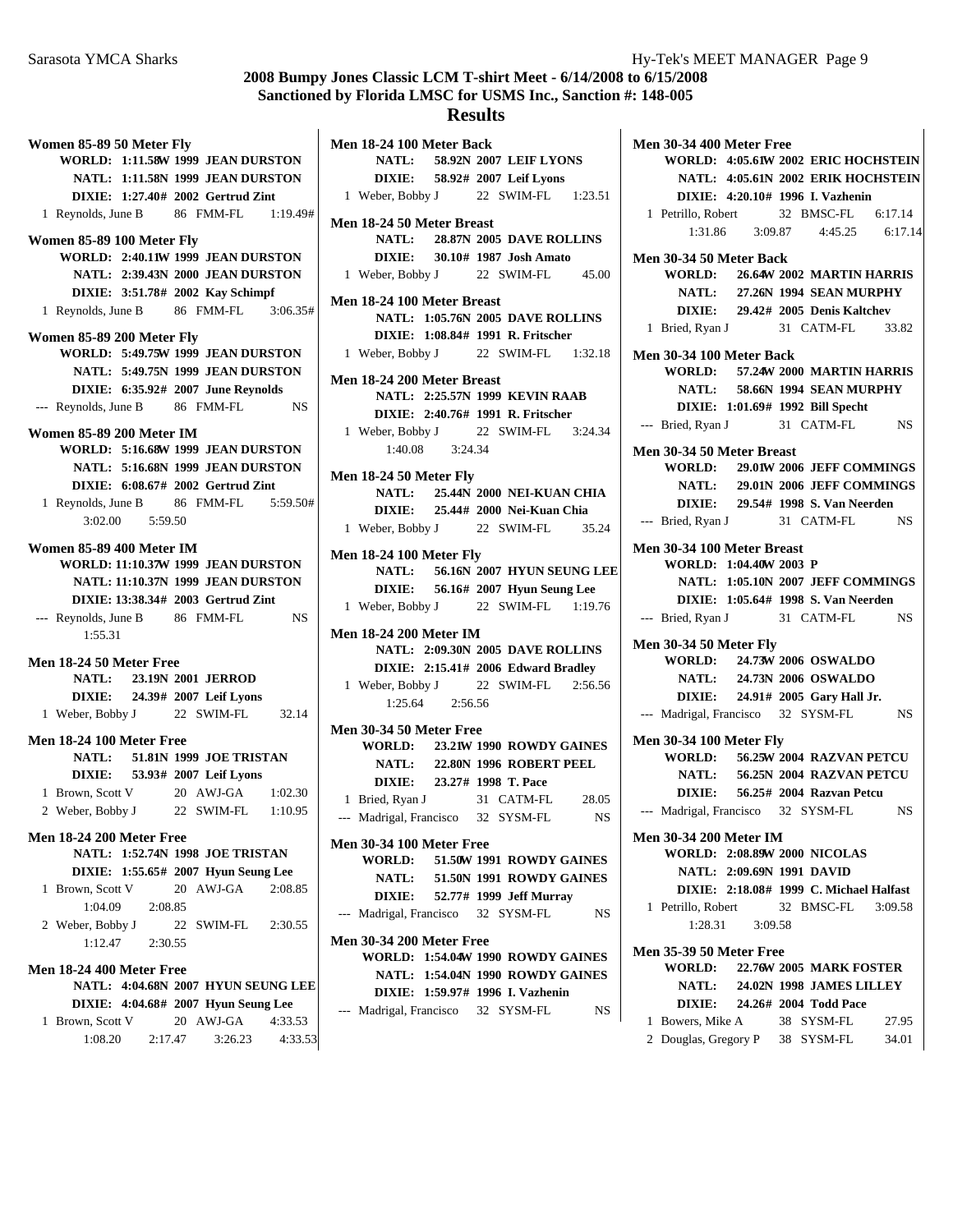Sarasota YMCA Sharks — Hy-Tek's MEET MANAGER

## 2008 Bumpy Jones Classic LCM T-shirt Meet - 6/14/2008 to 6/15/2008
## Sanctioned by Florida LMSC for USMS Inc., Sanction #: 148-005
## Results

**Women 85-89 50 Meter Fly**

**WORLD: 1:11.58W 1999 JEAN DURSTON**
**NATL: 1:11.58N 1999 JEAN DURSTON**
**DIXIE: 1:27.40# 2002 Gertrud Zint**

1 Reynolds, June B 86 FMM-FL 1:19.49#

**Women 85-89 100 Meter Fly**

**WORLD: 2:40.11W 1999 JEAN DURSTON**
**NATL: 2:39.43N 2000 JEAN DURSTON**
**DIXIE: 3:51.78# 2002 Kay Schimpf**

1 Reynolds, June B 86 FMM-FL 3:06.35#

**Women 85-89 200 Meter Fly**

**WORLD: 5:49.75W 1999 JEAN DURSTON**
**NATL: 5:49.75N 1999 JEAN DURSTON**
**DIXIE: 6:35.92# 2007 June Reynolds**

--- Reynolds, June B 86 FMM-FL NS

**Women 85-89 200 Meter IM**

**WORLD: 5:16.68W 1999 JEAN DURSTON**
**NATL: 5:16.68N 1999 JEAN DURSTON**
**DIXIE: 6:08.67# 2002 Gertrud Zint**

1 Reynolds, June B 86 FMM-FL 5:59.50#
3:02.00 5:59.50

**Women 85-89 400 Meter IM**

**WORLD: 11:10.37W 1999 JEAN DURSTON**
**NATL: 11:10.37N 1999 JEAN DURSTON**
**DIXIE: 13:38.34# 2003 Gertrud Zint**

--- Reynolds, June B 86 FMM-FL NS
1:55.31

**Men 18-24 50 Meter Free**

**NATL: 23.19N 2001 JERROD**
**DIXIE: 24.39# 2007 Leif Lyons**

1 Weber, Bobby J 22 SWIM-FL 32.14

**Men 18-24 100 Meter Free**

**NATL: 51.81N 1999 JOE TRISTAN**
**DIXIE: 53.93# 2007 Leif Lyons**

1 Brown, Scott V 20 AWJ-GA 1:02.30
2 Weber, Bobby J 22 SWIM-FL 1:10.95

**Men 18-24 200 Meter Free**

**NATL: 1:52.74N 1998 JOE TRISTAN**
**DIXIE: 1:55.65# 2007 Hyun Seung Lee**

1 Brown, Scott V 20 AWJ-GA 2:08.85
1:04.09 2:08.85
2 Weber, Bobby J 22 SWIM-FL 2:30.55
1:12.47 2:30.55

**Men 18-24 400 Meter Free**

**NATL: 4:04.68N 2007 HYUN SEUNG LEE**
**DIXIE: 4:04.68# 2007 Hyun Seung Lee**

1 Brown, Scott V 20 AWJ-GA 4:33.53
1:08.20 2:17.47 3:26.23 4:33.53

**Men 18-24 100 Meter Back**

**NATL: 58.92N 2007 LEIF LYONS**
**DIXIE: 58.92# 2007 Leif Lyons**

1 Weber, Bobby J 22 SWIM-FL 1:23.51

**Men 18-24 50 Meter Breast**

**NATL: 28.87N 2005 DAVE ROLLINS**
**DIXIE: 30.10# 1987 Josh Amato**

1 Weber, Bobby J 22 SWIM-FL 45.00

**Men 18-24 100 Meter Breast**

**NATL: 1:05.76N 2005 DAVE ROLLINS**
**DIXIE: 1:08.84# 1991 R. Fritscher**

1 Weber, Bobby J 22 SWIM-FL 1:32.18

**Men 18-24 200 Meter Breast**

**NATL: 2:25.57N 1999 KEVIN RAAB**
**DIXIE: 2:40.76# 1991 R. Fritscher**

1 Weber, Bobby J 22 SWIM-FL 3:24.34
1:40.08 3:24.34

**Men 18-24 50 Meter Fly**

**NATL: 25.44N 2000 NEI-KUAN CHIA**
**DIXIE: 25.44# 2000 Nei-Kuan Chia**

1 Weber, Bobby J 22 SWIM-FL 35.24

**Men 18-24 100 Meter Fly**

**NATL: 56.16N 2007 HYUN SEUNG LEE**
**DIXIE: 56.16# 2007 Hyun Seung Lee**

1 Weber, Bobby J 22 SWIM-FL 1:19.76

**Men 18-24 200 Meter IM**

**NATL: 2:09.30N 2005 DAVE ROLLINS**
**DIXIE: 2:15.41# 2006 Edward Bradley**

1 Weber, Bobby J 22 SWIM-FL 2:56.56
1:25.64 2:56.56

**Men 30-34 50 Meter Free**

**WORLD: 23.21W 1990 ROWDY GAINES**
**NATL: 22.80N 1996 ROBERT PEEL**
**DIXIE: 23.27# 1998 T. Pace**

1 Bried, Ryan J 31 CATM-FL 28.05
--- Madrigal, Francisco 32 SYSM-FL NS

**Men 30-34 100 Meter Free**

**WORLD: 51.50W 1991 ROWDY GAINES**
**NATL: 51.50N 1991 ROWDY GAINES**
**DIXIE: 52.77# 1999 Jeff Murray**

--- Madrigal, Francisco 32 SYSM-FL NS

**Men 30-34 200 Meter Free**

**WORLD: 1:54.04W 1990 ROWDY GAINES**
**NATL: 1:54.04N 1990 ROWDY GAINES**
**DIXIE: 1:59.97# 1996 I. Vazhenin**

--- Madrigal, Francisco 32 SYSM-FL NS

**Men 30-34 400 Meter Free**

**WORLD: 4:05.61W 2002 ERIC HOCHSTEIN**
**NATL: 4:05.61N 2002 ERIK HOCHSTEIN**
**DIXIE: 4:20.10# 1996 I. Vazhenin**

1 Petrillo, Robert 32 BMSC-FL 6:17.14
1:31.86 3:09.87 4:45.25 6:17.14

**Men 30-34 50 Meter Back**

**WORLD: 26.64W 2002 MARTIN HARRIS**
**NATL: 27.26N 1994 SEAN MURPHY**
**DIXIE: 29.42# 2005 Denis Kaltchev**

1 Bried, Ryan J 31 CATM-FL 33.82

**Men 30-34 100 Meter Back**

**WORLD: 57.24W 2000 MARTIN HARRIS**
**NATL: 58.66N 1994 SEAN MURPHY**
**DIXIE: 1:01.69# 1992 Bill Specht**

--- Bried, Ryan J 31 CATM-FL NS

**Men 30-34 50 Meter Breast**

**WORLD: 29.01W 2006 JEFF COMMINGS**
**NATL: 29.01N 2006 JEFF COMMINGS**
**DIXIE: 29.54# 1998 S. Van Neerden**

--- Bried, Ryan J 31 CATM-FL NS

**Men 30-34 100 Meter Breast**

**WORLD: 1:04.40W 2003 P**
**NATL: 1:05.10N 2007 JEFF COMMINGS**
**DIXIE: 1:05.64# 1998 S. Van Neerden**

--- Bried, Ryan J 31 CATM-FL NS

**Men 30-34 50 Meter Fly**

**WORLD: 24.73W 2006 OSWALDO**
**NATL: 24.73N 2006 OSWALDO**
**DIXIE: 24.91# 2005 Gary Hall Jr.**

--- Madrigal, Francisco 32 SYSM-FL NS

**Men 30-34 100 Meter Fly**

**WORLD: 56.25W 2004 RAZVAN PETCU**
**NATL: 56.25N 2004 RAZVAN PETCU**
**DIXIE: 56.25# 2004 Razvan Petcu**

--- Madrigal, Francisco 32 SYSM-FL NS

**Men 30-34 200 Meter IM**

**WORLD: 2:08.89W 2000 NICOLAS**
**NATL: 2:09.69N 1991 DAVID**
**DIXIE: 2:18.08# 1999 C. Michael Halfast**

1 Petrillo, Robert 32 BMSC-FL 3:09.58
1:28.31 3:09.58

**Men 35-39 50 Meter Free**

**WORLD: 22.76W 2005 MARK FOSTER**
**NATL: 24.02N 1998 JAMES LILLEY**
**DIXIE: 24.26# 2004 Todd Pace**

1 Bowers, Mike A 38 SYSM-FL 27.95
2 Douglas, Gregory P 38 SYSM-FL 34.01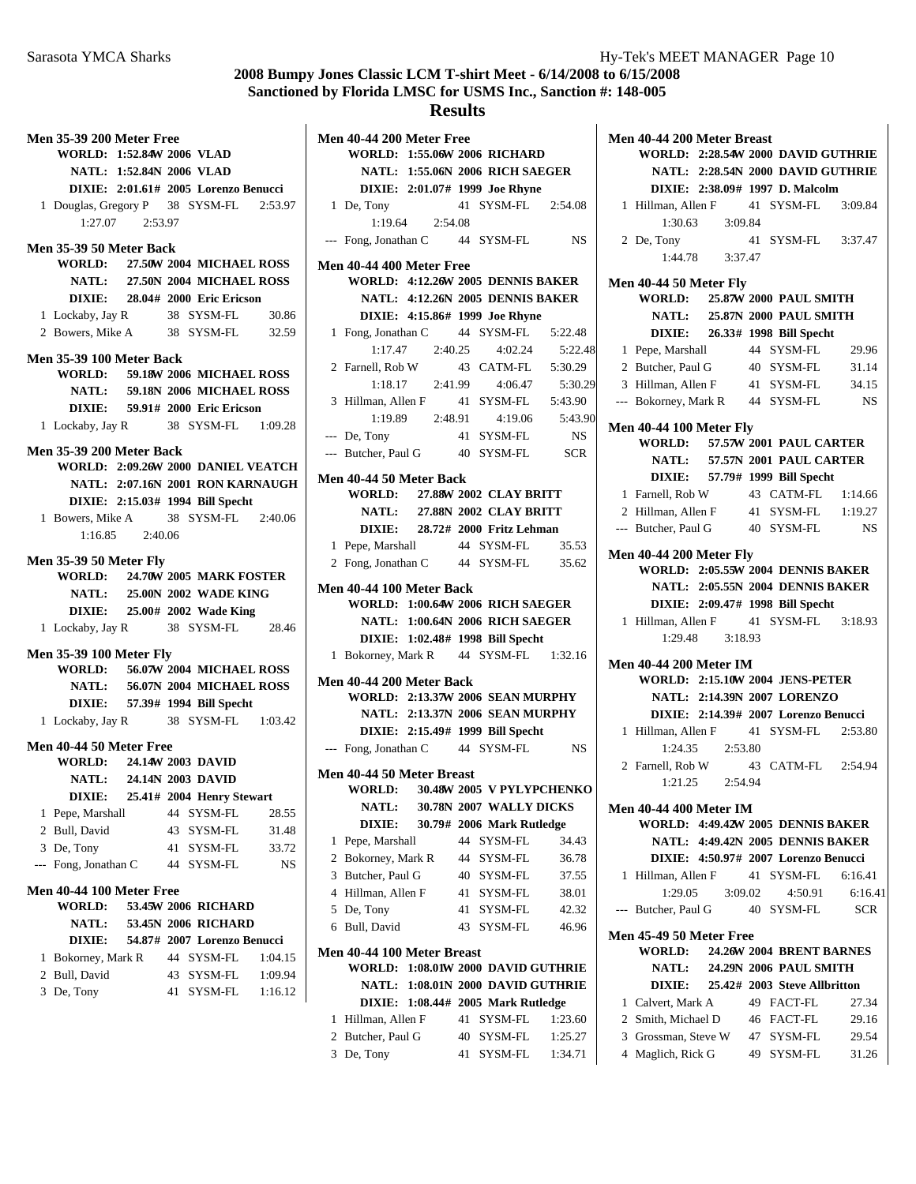# 2008 Bumpy Jones Classic LCM T-shirt Meet - 6/14/2008 to 6/15/2008

## Sanctioned by Florida LMSC for USMS Inc., Sanction #: 148-005

## Results

### Men 35-39 200 Meter Free

WORLD: 1:52.84W 2006 VLAD
NATL: 1:52.84N 2006 VLAD
DIXIE: 2:01.61# 2005 Lorenzo Benucci

1 Douglas, Gregory P 38 SYSM-FL 2:53.97
1:27.07 2:53.97

### Men 35-39 50 Meter Back

WORLD: 27.50W 2004 MICHAEL ROSS
NATL: 27.50N 2004 MICHAEL ROSS
DIXIE: 28.04# 2000 Eric Ericson

1 Lockaby, Jay R 38 SYSM-FL 30.86
2 Bowers, Mike A 38 SYSM-FL 32.59

### Men 35-39 100 Meter Back

WORLD: 59.18W 2006 MICHAEL ROSS
NATL: 59.18N 2006 MICHAEL ROSS
DIXIE: 59.91# 2000 Eric Ericson

1 Lockaby, Jay R 38 SYSM-FL 1:09.28

### Men 35-39 200 Meter Back

WORLD: 2:09.26W 2000 DANIEL VEATCH
NATL: 2:07.16N 2001 RON KARNAUGH
DIXIE: 2:15.03# 1994 Bill Specht

1 Bowers, Mike A 38 SYSM-FL 2:40.06
1:16.85 2:40.06

### Men 35-39 50 Meter Fly

WORLD: 24.70W 2005 MARK FOSTER
NATL: 25.00N 2002 WADE KING
DIXIE: 25.00# 2002 Wade King

1 Lockaby, Jay R 38 SYSM-FL 28.46

### Men 35-39 100 Meter Fly

WORLD: 56.07W 2004 MICHAEL ROSS
NATL: 56.07N 2004 MICHAEL ROSS
DIXIE: 57.39# 1994 Bill Specht

1 Lockaby, Jay R 38 SYSM-FL 1:03.42

### Men 40-44 50 Meter Free

WORLD: 24.14W 2003 DAVID
NATL: 24.14N 2003 DAVID
DIXIE: 25.41# 2004 Henry Stewart

1 Pepe, Marshall 44 SYSM-FL 28.55
2 Bull, David 43 SYSM-FL 31.48
3 De, Tony 41 SYSM-FL 33.72
--- Fong, Jonathan C 44 SYSM-FL NS

### Men 40-44 100 Meter Free

WORLD: 53.45W 2006 RICHARD
NATL: 53.45N 2006 RICHARD
DIXIE: 54.87# 2007 Lorenzo Benucci

1 Bokorney, Mark R 44 SYSM-FL 1:04.15
2 Bull, David 43 SYSM-FL 1:09.94
3 De, Tony 41 SYSM-FL 1:16.12

### Men 40-44 200 Meter Free

WORLD: 1:55.06W 2006 RICHARD
NATL: 1:55.06N 2006 RICH SAEGER
DIXIE: 2:01.07# 1999 Joe Rhyne

1 De, Tony 41 SYSM-FL 2:54.08
1:19.64 2:54.08
--- Fong, Jonathan C 44 SYSM-FL NS

### Men 40-44 400 Meter Free

WORLD: 4:12.26W 2005 DENNIS BAKER
NATL: 4:12.26N 2005 DENNIS BAKER
DIXIE: 4:15.86# 1999 Joe Rhyne

1 Fong, Jonathan C 44 SYSM-FL 5:22.48
1:17.47 2:40.25 4:02.24 5:22.48
2 Farnell, Rob W 43 CATM-FL 5:30.29
1:18.17 2:41.99 4:06.47 5:30.29
3 Hillman, Allen F 41 SYSM-FL 5:43.90
1:19.89 2:48.91 4:19.06 5:43.90
--- De, Tony 41 SYSM-FL NS
--- Butcher, Paul G 40 SYSM-FL SCR

### Men 40-44 50 Meter Back

WORLD: 27.88W 2002 CLAY BRITT
NATL: 27.88N 2002 CLAY BRITT
DIXIE: 28.72# 2000 Fritz Lehman

1 Pepe, Marshall 44 SYSM-FL 35.53
2 Fong, Jonathan C 44 SYSM-FL 35.62

### Men 40-44 100 Meter Back

WORLD: 1:00.64W 2006 RICH SAEGER
NATL: 1:00.64N 2006 RICH SAEGER
DIXIE: 1:02.48# 1998 Bill Specht

1 Bokorney, Mark R 44 SYSM-FL 1:32.16

### Men 40-44 200 Meter Back

WORLD: 2:13.37W 2006 SEAN MURPHY
NATL: 2:13.37N 2006 SEAN MURPHY
DIXIE: 2:15.49# 1999 Bill Specht

--- Fong, Jonathan C 44 SYSM-FL NS

### Men 40-44 50 Meter Breast

WORLD: 30.48W 2005 V PYLYPCHENKO
NATL: 30.78N 2007 WALLY DICKS
DIXIE: 30.79# 2006 Mark Rutledge

1 Pepe, Marshall 44 SYSM-FL 34.43
2 Bokorney, Mark R 44 SYSM-FL 36.78
3 Butcher, Paul G 40 SYSM-FL 37.55
4 Hillman, Allen F 41 SYSM-FL 38.01
5 De, Tony 41 SYSM-FL 42.32
6 Bull, David 43 SYSM-FL 46.96

### Men 40-44 100 Meter Breast

WORLD: 1:08.01W 2000 DAVID GUTHRIE
NATL: 1:08.01N 2000 DAVID GUTHRIE
DIXIE: 1:08.44# 2005 Mark Rutledge

1 Hillman, Allen F 41 SYSM-FL 1:23.60
2 Butcher, Paul G 40 SYSM-FL 1:25.27
3 De, Tony 41 SYSM-FL 1:34.71

### Men 40-44 200 Meter Breast

WORLD: 2:28.54W 2000 DAVID GUTHRIE
NATL: 2:28.54N 2000 DAVID GUTHRIE
DIXIE: 2:38.09# 1997 D. Malcolm

1 Hillman, Allen F 41 SYSM-FL 3:09.84
1:30.63 3:09.84
2 De, Tony 41 SYSM-FL 3:37.47
1:44.78 3:37.47

### Men 40-44 50 Meter Fly

WORLD: 25.87W 2000 PAUL SMITH
NATL: 25.87N 2000 PAUL SMITH
DIXIE: 26.33# 1998 Bill Specht

1 Pepe, Marshall 44 SYSM-FL 29.96
2 Butcher, Paul G 40 SYSM-FL 31.14
3 Hillman, Allen F 41 SYSM-FL 34.15
--- Bokorney, Mark R 44 SYSM-FL NS

### Men 40-44 100 Meter Fly

WORLD: 57.57W 2001 PAUL CARTER
NATL: 57.57N 2001 PAUL CARTER
DIXIE: 57.79# 1999 Bill Specht

1 Farnell, Rob W 43 CATM-FL 1:14.66
2 Hillman, Allen F 41 SYSM-FL 1:19.27
--- Butcher, Paul G 40 SYSM-FL NS

### Men 40-44 200 Meter Fly

WORLD: 2:05.55W 2004 DENNIS BAKER
NATL: 2:05.55N 2004 DENNIS BAKER
DIXIE: 2:09.47# 1998 Bill Specht

1 Hillman, Allen F 41 SYSM-FL 3:18.93
1:29.48 3:18.93

### Men 40-44 200 Meter IM

WORLD: 2:15.10W 2004 JENS-PETER
NATL: 2:14.39N 2007 LORENZO
DIXIE: 2:14.39# 2007 Lorenzo Benucci

1 Hillman, Allen F 41 SYSM-FL 2:53.80
1:24.35 2:53.80
2 Farnell, Rob W 43 CATM-FL 2:54.94
1:21.25 2:54.94

### Men 40-44 400 Meter IM

WORLD: 4:49.42W 2005 DENNIS BAKER
NATL: 4:49.42N 2005 DENNIS BAKER
DIXIE: 4:50.97# 2007 Lorenzo Benucci

1 Hillman, Allen F 41 SYSM-FL 6:16.41
1:29.05 3:09.02 4:50.91 6:16.41
--- Butcher, Paul G 40 SYSM-FL SCR

### Men 45-49 50 Meter Free

WORLD: 24.26W 2004 BRENT BARNES
NATL: 24.29N 2006 PAUL SMITH
DIXIE: 25.42# 2003 Steve Allbritton

1 Calvert, Mark A 49 FACT-FL 27.34
2 Smith, Michael D 46 FACT-FL 29.16
3 Grossman, Steve W 47 SYSM-FL 29.54
4 Maglich, Rick G 49 SYSM-FL 31.26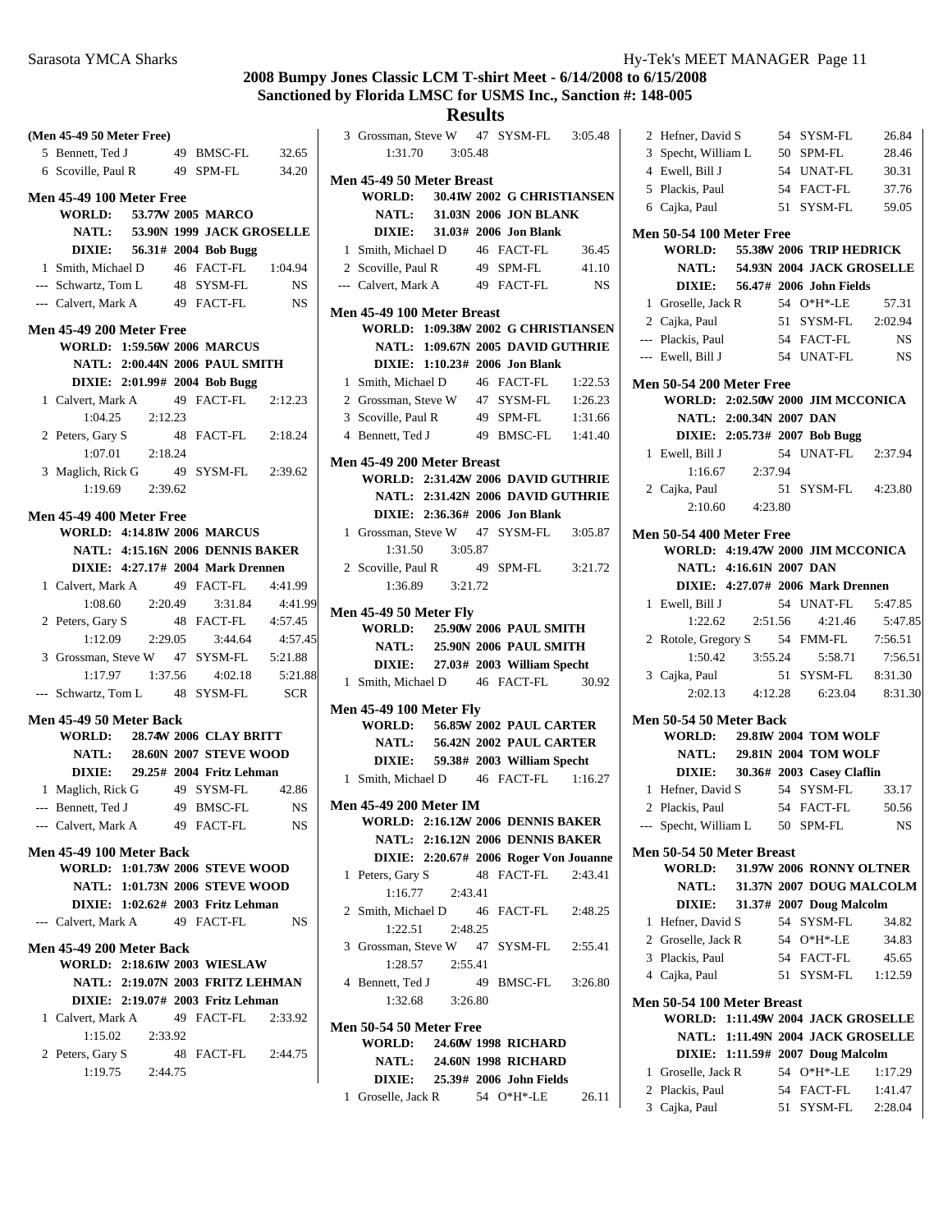# 2008 Bumpy Jones Classic LCM T-shirt Meet - 6/14/2008 to 6/15/2008

## Sanctioned by Florida LMSC for USMS Inc., Sanction #: 148-005

## Results

**(Men 45-49 50 Meter Free)**

| Place | Name | Age | Team | Time |
|---|---|---|---|---|
| 5 | Bennett, Ted J | 49 | BMSC-FL | 32.65 |
| 6 | Scoville, Paul R | 49 | SPM-FL | 34.20 |

### Men 45-49 100 Meter Free

WORLD: 53.77W 2005 MARCO
NATL: 53.90N 1999 JACK GROSELLE
DIXIE: 56.31# 2004 Bob Bugg

| Place | Name | Age | Team | Time |
|---|---|---|---|---|
| 1 | Smith, Michael D | 46 | FACT-FL | 1:04.94 |
| --- | Schwartz, Tom L | 48 | SYSM-FL | NS |
| --- | Calvert, Mark A | 49 | FACT-FL | NS |

### Men 45-49 200 Meter Free

WORLD: 1:59.56W 2006 MARCUS
NATL: 2:00.44N 2006 PAUL SMITH
DIXIE: 2:01.99# 2004 Bob Bugg

| Place | Name | Age | Team | Time |
|---|---|---|---|---|
| 1 | Calvert, Mark A | 49 | FACT-FL | 2:12.23 |
| | 1:04.25 2:12.23 | | | |
| 2 | Peters, Gary S | 48 | FACT-FL | 2:18.24 |
| | 1:07.01 2:18.24 | | | |
| 3 | Maglich, Rick G | 49 | SYSM-FL | 2:39.62 |
| | 1:19.69 2:39.62 | | | |

### Men 45-49 400 Meter Free

WORLD: 4:14.81W 2006 MARCUS
NATL: 4:15.16N 2006 DENNIS BAKER
DIXIE: 4:27.17# 2004 Mark Drennen

| Place | Name | Age | Team | Time |
|---|---|---|---|---|
| 1 | Calvert, Mark A | 49 | FACT-FL | 4:41.99 |
| | 1:08.60 2:20.49 3:31.84 4:41.99 | | | |
| 2 | Peters, Gary S | 48 | FACT-FL | 4:57.45 |
| | 1:12.09 2:29.05 3:44.64 4:57.45 | | | |
| 3 | Grossman, Steve W | 47 | SYSM-FL | 5:21.88 |
| | 1:17.97 1:37.56 4:02.18 5:21.88 | | | |
| --- | Schwartz, Tom L | 48 | SYSM-FL | SCR |

### Men 45-49 50 Meter Back

WORLD: 28.74W 2006 CLAY BRITT
NATL: 28.60N 2007 STEVE WOOD
DIXIE: 29.25# 2004 Fritz Lehman

| Place | Name | Age | Team | Time |
|---|---|---|---|---|
| 1 | Maglich, Rick G | 49 | SYSM-FL | 42.86 |
| --- | Bennett, Ted J | 49 | BMSC-FL | NS |
| --- | Calvert, Mark A | 49 | FACT-FL | NS |

### Men 45-49 100 Meter Back

WORLD: 1:01.73W 2006 STEVE WOOD
NATL: 1:01.73N 2006 STEVE WOOD
DIXIE: 1:02.62# 2003 Fritz Lehman

| Place | Name | Age | Team | Time |
|---|---|---|---|---|
| --- | Calvert, Mark A | 49 | FACT-FL | NS |

### Men 45-49 200 Meter Back

WORLD: 2:18.61W 2003 WIESLAW
NATL: 2:19.07N 2003 FRITZ LEHMAN
DIXIE: 2:19.07# 2003 Fritz Lehman

| Place | Name | Age | Team | Time |
|---|---|---|---|---|
| 1 | Calvert, Mark A | 49 | FACT-FL | 2:33.92 |
| | 1:15.02 2:33.92 | | | |
| 2 | Peters, Gary S | 48 | FACT-FL | 2:44.75 |
| | 1:19.75 2:44.75 | | | |
| 3 | Grossman, Steve W | 47 | SYSM-FL | 3:05.48 |
| | 1:31.70 3:05.48 | | | |

### Men 45-49 50 Meter Breast

WORLD: 30.41W 2002 G CHRISTIANSEN
NATL: 31.03N 2006 JON BLANK
DIXIE: 31.03# 2006 Jon Blank

| Place | Name | Age | Team | Time |
|---|---|---|---|---|
| 1 | Smith, Michael D | 46 | FACT-FL | 36.45 |
| 2 | Scoville, Paul R | 49 | SPM-FL | 41.10 |
| --- | Calvert, Mark A | 49 | FACT-FL | NS |

### Men 45-49 100 Meter Breast

WORLD: 1:09.38W 2002 G CHRISTIANSEN
NATL: 1:09.67N 2005 DAVID GUTHRIE
DIXIE: 1:10.23# 2006 Jon Blank

| Place | Name | Age | Team | Time |
|---|---|---|---|---|
| 1 | Smith, Michael D | 46 | FACT-FL | 1:22.53 |
| 2 | Grossman, Steve W | 47 | SYSM-FL | 1:26.23 |
| 3 | Scoville, Paul R | 49 | SPM-FL | 1:31.66 |
| 4 | Bennett, Ted J | 49 | BMSC-FL | 1:41.40 |

### Men 45-49 200 Meter Breast

WORLD: 2:31.42W 2006 DAVID GUTHRIE
NATL: 2:31.42N 2006 DAVID GUTHRIE
DIXIE: 2:36.36# 2006 Jon Blank

| Place | Name | Age | Team | Time |
|---|---|---|---|---|
| 1 | Grossman, Steve W | 47 | SYSM-FL | 3:05.87 |
| | 1:31.50 3:05.87 | | | |
| 2 | Scoville, Paul R | 49 | SPM-FL | 3:21.72 |
| | 1:36.89 3:21.72 | | | |

### Men 45-49 50 Meter Fly

WORLD: 25.90W 2006 PAUL SMITH
NATL: 25.90N 2006 PAUL SMITH
DIXIE: 27.03# 2003 William Specht

| Place | Name | Age | Team | Time |
|---|---|---|---|---|
| 1 | Smith, Michael D | 46 | FACT-FL | 30.92 |

### Men 45-49 100 Meter Fly

WORLD: 56.85W 2002 PAUL CARTER
NATL: 56.42N 2002 PAUL CARTER
DIXIE: 59.38# 2003 William Specht

| Place | Name | Age | Team | Time |
|---|---|---|---|---|
| 1 | Smith, Michael D | 46 | FACT-FL | 1:16.27 |

### Men 45-49 200 Meter IM

WORLD: 2:16.12W 2006 DENNIS BAKER
NATL: 2:16.12N 2006 DENNIS BAKER
DIXIE: 2:20.67# 2006 Roger Von Jouanne

| Place | Name | Age | Team | Time |
|---|---|---|---|---|
| 1 | Peters, Gary S | 48 | FACT-FL | 2:43.41 |
| | 1:16.77 2:43.41 | | | |
| 2 | Smith, Michael D | 46 | FACT-FL | 2:48.25 |
| | 1:22.51 2:48.25 | | | |
| 3 | Grossman, Steve W | 47 | SYSM-FL | 2:55.41 |
| | 1:28.57 2:55.41 | | | |
| 4 | Bennett, Ted J | 49 | BMSC-FL | 3:26.80 |
| | 1:32.68 3:26.80 | | | |

### Men 50-54 50 Meter Free

WORLD: 24.60W 1998 RICHARD
NATL: 24.60N 1998 RICHARD
DIXIE: 25.39# 2006 John Fields

| Place | Name | Age | Team | Time |
|---|---|---|---|---|
| 1 | Groselle, Jack R | 54 | O*H*-LE | 26.11 |
| 2 | Hefner, David S | 54 | SYSM-FL | 26.84 |
| 3 | Specht, William L | 50 | SPM-FL | 28.46 |
| 4 | Ewell, Bill J | 54 | UNAT-FL | 30.31 |
| 5 | Plackis, Paul | 54 | FACT-FL | 37.76 |
| 6 | Cajka, Paul | 51 | SYSM-FL | 59.05 |

### Men 50-54 100 Meter Free

WORLD: 55.38W 2006 TRIP HEDRICK
NATL: 54.93N 2004 JACK GROSELLE
DIXIE: 56.47# 2006 John Fields

| Place | Name | Age | Team | Time |
|---|---|---|---|---|
| 1 | Groselle, Jack R | 54 | O*H*-LE | 57.31 |
| 2 | Cajka, Paul | 51 | SYSM-FL | 2:02.94 |
| --- | Plackis, Paul | 54 | FACT-FL | NS |
| --- | Ewell, Bill J | 54 | UNAT-FL | NS |

### Men 50-54 200 Meter Free

WORLD: 2:02.50W 2000 JIM MCCONICA
NATL: 2:00.34N 2007 DAN
DIXIE: 2:05.73# 2007 Bob Bugg

| Place | Name | Age | Team | Time |
|---|---|---|---|---|
| 1 | Ewell, Bill J | 54 | UNAT-FL | 2:37.94 |
| | 1:16.67 2:37.94 | | | |
| 2 | Cajka, Paul | 51 | SYSM-FL | 4:23.80 |
| | 2:10.60 4:23.80 | | | |

### Men 50-54 400 Meter Free

WORLD: 4:19.47W 2000 JIM MCCONICA
NATL: 4:16.61N 2007 DAN
DIXIE: 4:27.07# 2006 Mark Drennen

| Place | Name | Age | Team | Time |
|---|---|---|---|---|
| 1 | Ewell, Bill J | 54 | UNAT-FL | 5:47.85 |
| | 1:22.62 2:51.56 4:21.46 5:47.85 | | | |
| 2 | Rotole, Gregory S | 54 | FMM-FL | 7:56.51 |
| | 1:50.42 3:55.24 5:58.71 7:56.51 | | | |
| 3 | Cajka, Paul | 51 | SYSM-FL | 8:31.30 |
| | 2:02.13 4:12.28 6:23.04 8:31.30 | | | |

### Men 50-54 50 Meter Back

WORLD: 29.81W 2004 TOM WOLF
NATL: 29.81N 2004 TOM WOLF
DIXIE: 30.36# 2003 Casey Claflin

| Place | Name | Age | Team | Time |
|---|---|---|---|---|
| 1 | Hefner, David S | 54 | SYSM-FL | 33.17 |
| 2 | Plackis, Paul | 54 | FACT-FL | 50.56 |
| --- | Specht, William L | 50 | SPM-FL | NS |

### Men 50-54 50 Meter Breast

WORLD: 31.97W 2006 RONNY OLTNER
NATL: 31.37N 2007 DOUG MALCOLM
DIXIE: 31.37# 2007 Doug Malcolm

| Place | Name | Age | Team | Time |
|---|---|---|---|---|
| 1 | Hefner, David S | 54 | SYSM-FL | 34.82 |
| 2 | Groselle, Jack R | 54 | O*H*-LE | 34.83 |
| 3 | Plackis, Paul | 54 | FACT-FL | 45.65 |
| 4 | Cajka, Paul | 51 | SYSM-FL | 1:12.59 |

### Men 50-54 100 Meter Breast

WORLD: 1:11.49W 2004 JACK GROSELLE
NATL: 1:11.49N 2004 JACK GROSELLE
DIXIE: 1:11.59# 2007 Doug Malcolm

| Place | Name | Age | Team | Time |
|---|---|---|---|---|
| 1 | Groselle, Jack R | 54 | O*H*-LE | 1:17.29 |
| 2 | Plackis, Paul | 54 | FACT-FL | 1:41.47 |
| 3 | Cajka, Paul | 51 | SYSM-FL | 2:28.04 |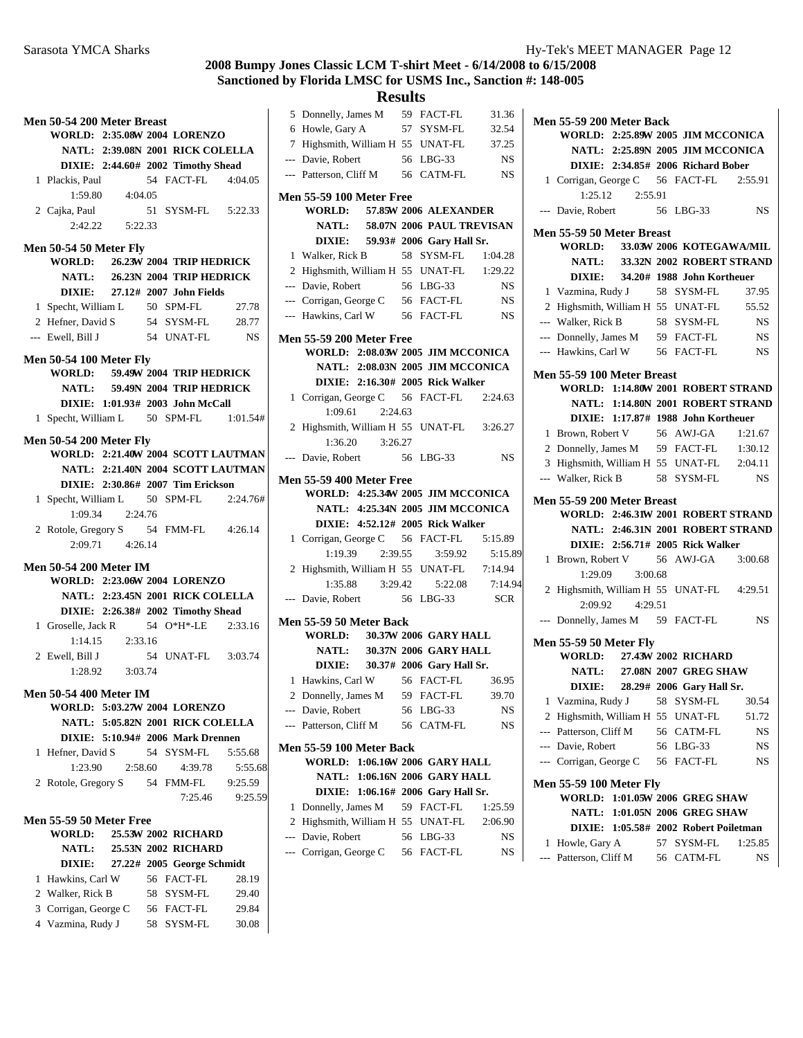# 2008 Bumpy Jones Classic LCM T-shirt Meet - 6/14/2008 to 6/15/2008

## Sanctioned by Florida LMSC for USMS Inc., Sanction #: 148-005

## Results

### Men 50-54 200 Meter Breast

**WORLD: 2:35.08W 2004 LORENZO**
**NATL: 2:39.08N 2001 RICK COLELLA**
**DIXIE: 2:44.60# 2002 Timothy Shead**

| Place | Name | Age | Team | Time |
|---|---|---|---|---|
| 1 | Plackis, Paul | 54 | FACT-FL | 4:04.05 |
| | 1:59.80 4:04.05 | | | |
| 2 | Cajka, Paul | 51 | SYSM-FL | 5:22.33 |
| | 2:42.22 5:22.33 | | | |

### Men 50-54 50 Meter Fly

**WORLD: 26.23W 2004 TRIP HEDRICK**
**NATL: 26.23N 2004 TRIP HEDRICK**
**DIXIE: 27.12# 2007 John Fields**

| Place | Name | Age | Team | Time |
|---|---|---|---|---|
| 1 | Specht, William L | 50 | SPM-FL | 27.78 |
| 2 | Hefner, David S | 54 | SYSM-FL | 28.77 |
| --- | Ewell, Bill J | 54 | UNAT-FL | NS |

### Men 50-54 100 Meter Fly

**WORLD: 59.49W 2004 TRIP HEDRICK**
**NATL: 59.49N 2004 TRIP HEDRICK**
**DIXIE: 1:01.93# 2003 John McCall**

| Place | Name | Age | Team | Time |
|---|---|---|---|---|
| 1 | Specht, William L | 50 | SPM-FL | 1:01.54# |

### Men 50-54 200 Meter Fly

**WORLD: 2:21.40W 2004 SCOTT LAUTMAN**
**NATL: 2:21.40N 2004 SCOTT LAUTMAN**
**DIXIE: 2:30.86# 2007 Tim Erickson**

| Place | Name | Age | Team | Time |
|---|---|---|---|---|
| 1 | Specht, William L | 50 | SPM-FL | 2:24.76# |
| | 1:09.34 2:24.76 | | | |
| 2 | Rotole, Gregory S | 54 | FMM-FL | 4:26.14 |
| | 2:09.71 4:26.14 | | | |

### Men 50-54 200 Meter IM

**WORLD: 2:23.06W 2004 LORENZO**
**NATL: 2:23.45N 2001 RICK COLELLA**
**DIXIE: 2:26.38# 2002 Timothy Shead**

| Place | Name | Age | Team | Time |
|---|---|---|---|---|
| 1 | Groselle, Jack R | 54 | O*H*-LE | 2:33.16 |
| | 1:14.15 2:33.16 | | | |
| 2 | Ewell, Bill J | 54 | UNAT-FL | 3:03.74 |
| | 1:28.92 3:03.74 | | | |

### Men 50-54 400 Meter IM

**WORLD: 5:03.27W 2004 LORENZO**
**NATL: 5:05.82N 2001 RICK COLELLA**
**DIXIE: 5:10.94# 2006 Mark Drennen**

| Place | Name | Age | Team | Time |
|---|---|---|---|---|
| 1 | Hefner, David S | 54 | SYSM-FL | 5:55.68 |
| | 1:23.90 2:58.60 4:39.78 5:55.68 | | | |
| 2 | Rotole, Gregory S | 54 | FMM-FL | 9:25.59 |
| | 7:25.46 9:25.59 | | | |

### Men 55-59 50 Meter Free

**WORLD: 25.53W 2002 RICHARD**
**NATL: 25.53N 2002 RICHARD**
**DIXIE: 27.22# 2005 George Schmidt**

| Place | Name | Age | Team | Time |
|---|---|---|---|---|
| 1 | Hawkins, Carl W | 56 | FACT-FL | 28.19 |
| 2 | Walker, Rick B | 58 | SYSM-FL | 29.40 |
| 3 | Corrigan, George C | 56 | FACT-FL | 29.84 |
| 4 | Vazmina, Rudy J | 58 | SYSM-FL | 30.08 |
| 5 | Donnelly, James M | 59 | FACT-FL | 31.36 |
| 6 | Howle, Gary A | 57 | SYSM-FL | 32.54 |
| 7 | Highsmith, William H | 55 | UNAT-FL | 37.25 |
| --- | Davie, Robert | 56 | LBG-33 | NS |
| --- | Patterson, Cliff M | 56 | CATM-FL | NS |

### Men 55-59 100 Meter Free

**WORLD: 57.85W 2006 ALEXANDER**
**NATL: 58.07N 2006 PAUL TREVISAN**
**DIXIE: 59.93# 2006 Gary Hall Sr.**

| Place | Name | Age | Team | Time |
|---|---|---|---|---|
| 1 | Walker, Rick B | 58 | SYSM-FL | 1:04.28 |
| 2 | Highsmith, William H | 55 | UNAT-FL | 1:29.22 |
| --- | Davie, Robert | 56 | LBG-33 | NS |
| --- | Corrigan, George C | 56 | FACT-FL | NS |
| --- | Hawkins, Carl W | 56 | FACT-FL | NS |

### Men 55-59 200 Meter Free

**WORLD: 2:08.03W 2005 JIM MCCONICA**
**NATL: 2:08.03N 2005 JIM MCCONICA**
**DIXIE: 2:16.30# 2005 Rick Walker**

| Place | Name | Age | Team | Time |
|---|---|---|---|---|
| 1 | Corrigan, George C | 56 | FACT-FL | 2:24.63 |
| | 1:09.61 2:24.63 | | | |
| 2 | Highsmith, William H | 55 | UNAT-FL | 3:26.27 |
| | 1:36.20 3:26.27 | | | |
| --- | Davie, Robert | 56 | LBG-33 | NS |

### Men 55-59 400 Meter Free

**WORLD: 4:25.34W 2005 JIM MCCONICA**
**NATL: 4:25.34N 2005 JIM MCCONICA**
**DIXIE: 4:52.12# 2005 Rick Walker**

| Place | Name | Age | Team | Time |
|---|---|---|---|---|
| 1 | Corrigan, George C | 56 | FACT-FL | 5:15.89 |
| | 1:19.39 2:39.55 3:59.92 5:15.89 | | | |
| 2 | Highsmith, William H | 55 | UNAT-FL | 7:14.94 |
| | 1:35.88 3:29.42 5:22.08 7:14.94 | | | |
| --- | Davie, Robert | 56 | LBG-33 | SCR |

### Men 55-59 50 Meter Back

**WORLD: 30.37W 2006 GARY HALL**
**NATL: 30.37N 2006 GARY HALL**
**DIXIE: 30.37# 2006 Gary Hall Sr.**

| Place | Name | Age | Team | Time |
|---|---|---|---|---|
| 1 | Hawkins, Carl W | 56 | FACT-FL | 36.95 |
| 2 | Donnelly, James M | 59 | FACT-FL | 39.70 |
| --- | Davie, Robert | 56 | LBG-33 | NS |
| --- | Patterson, Cliff M | 56 | CATM-FL | NS |

### Men 55-59 100 Meter Back

**WORLD: 1:06.16W 2006 GARY HALL**
**NATL: 1:06.16N 2006 GARY HALL**
**DIXIE: 1:06.16# 2006 Gary Hall Sr.**

| Place | Name | Age | Team | Time |
|---|---|---|---|---|
| 1 | Donnelly, James M | 59 | FACT-FL | 1:25.59 |
| 2 | Highsmith, William H | 55 | UNAT-FL | 2:06.90 |
| --- | Davie, Robert | 56 | LBG-33 | NS |
| --- | Corrigan, George C | 56 | FACT-FL | NS |

### Men 55-59 200 Meter Back

**WORLD: 2:25.89W 2005 JIM MCCONICA**
**NATL: 2:25.89N 2005 JIM MCCONICA**
**DIXIE: 2:34.85# 2006 Richard Bober**

| Place | Name | Age | Team | Time |
|---|---|---|---|---|
| 1 | Corrigan, George C | 56 | FACT-FL | 2:55.91 |
| | 1:25.12 2:55.91 | | | |
| --- | Davie, Robert | 56 | LBG-33 | NS |

### Men 55-59 50 Meter Breast

**WORLD: 33.03W 2006 KOTEGAWA/MIL**
**NATL: 33.32N 2002 ROBERT STRAND**
**DIXIE: 34.20# 1988 John Kortheuer**

| Place | Name | Age | Team | Time |
|---|---|---|---|---|
| 1 | Vazmina, Rudy J | 58 | SYSM-FL | 37.95 |
| 2 | Highsmith, William H | 55 | UNAT-FL | 55.52 |
| --- | Walker, Rick B | 58 | SYSM-FL | NS |
| --- | Donnelly, James M | 59 | FACT-FL | NS |
| --- | Hawkins, Carl W | 56 | FACT-FL | NS |

### Men 55-59 100 Meter Breast

**WORLD: 1:14.80W 2001 ROBERT STRAND**
**NATL: 1:14.80N 2001 ROBERT STRAND**
**DIXIE: 1:17.87# 1988 John Kortheuer**

| Place | Name | Age | Team | Time |
|---|---|---|---|---|
| 1 | Brown, Robert V | 56 | AWJ-GA | 1:21.67 |
| 2 | Donnelly, James M | 59 | FACT-FL | 1:30.12 |
| 3 | Highsmith, William H | 55 | UNAT-FL | 2:04.11 |
| --- | Walker, Rick B | 58 | SYSM-FL | NS |

### Men 55-59 200 Meter Breast

**WORLD: 2:46.31W 2001 ROBERT STRAND**
**NATL: 2:46.31N 2001 ROBERT STRAND**
**DIXIE: 2:56.71# 2005 Rick Walker**

| Place | Name | Age | Team | Time |
|---|---|---|---|---|
| 1 | Brown, Robert V | 56 | AWJ-GA | 3:00.68 |
| | 1:29.09 3:00.68 | | | |
| 2 | Highsmith, William H | 55 | UNAT-FL | 4:29.51 |
| | 2:09.92 4:29.51 | | | |
| --- | Donnelly, James M | 59 | FACT-FL | NS |

### Men 55-59 50 Meter Fly

**WORLD: 27.43W 2002 RICHARD**
**NATL: 27.08N 2007 GREG SHAW**
**DIXIE: 28.29# 2006 Gary Hall Sr.**

| Place | Name | Age | Team | Time |
|---|---|---|---|---|
| 1 | Vazmina, Rudy J | 58 | SYSM-FL | 30.54 |
| 2 | Highsmith, William H | 55 | UNAT-FL | 51.72 |
| --- | Patterson, Cliff M | 56 | CATM-FL | NS |
| --- | Davie, Robert | 56 | LBG-33 | NS |
| --- | Corrigan, George C | 56 | FACT-FL | NS |

### Men 55-59 100 Meter Fly

**WORLD: 1:01.05W 2006 GREG SHAW**
**NATL: 1:01.05N 2006 GREG SHAW**
**DIXIE: 1:05.58# 2002 Robert Poiletman**

| Place | Name | Age | Team | Time |
|---|---|---|---|---|
| 1 | Howle, Gary A | 57 | SYSM-FL | 1:25.85 |
| --- | Patterson, Cliff M | 56 | CATM-FL | NS |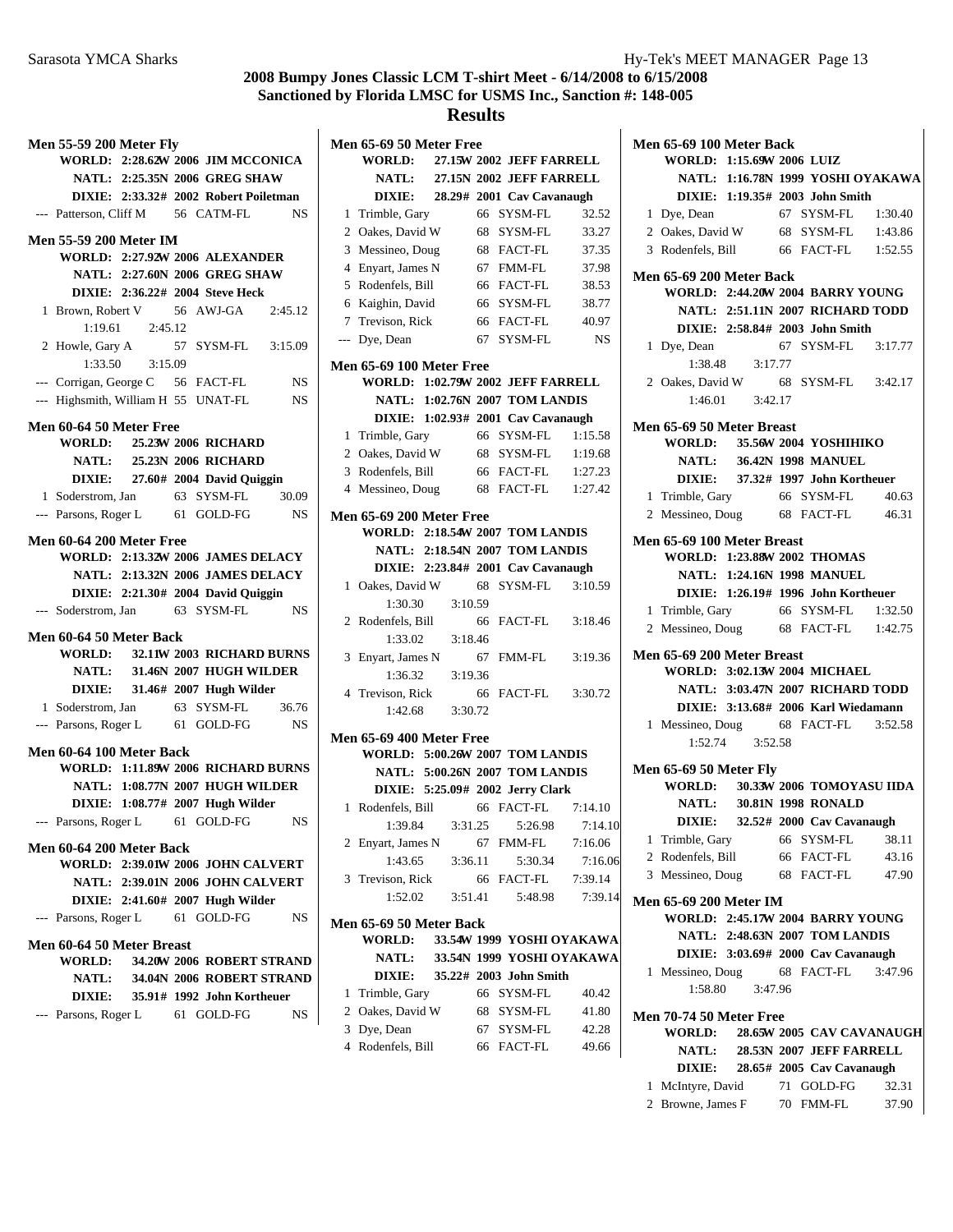# 2008 Bumpy Jones Classic LCM T-shirt Meet - 6/14/2008 to 6/15/2008
## Sanctioned by Florida LMSC for USMS Inc., Sanction #: 148-005
## Results

### Men 55-59 200 Meter Fly

WORLD: 2:28.62W 2006 JIM MCCONICA
NATL: 2:25.35N 2006 GREG SHAW
DIXIE: 2:33.32# 2002 Robert Poiletman

| Place | Name | Age | Team | Time |
|---|---|---|---|---|
| --- | Patterson, Cliff M | 56 | CATM-FL | NS |

### Men 55-59 200 Meter IM

WORLD: 2:27.92W 2006 ALEXANDER
NATL: 2:27.60N 2006 GREG SHAW
DIXIE: 2:36.22# 2004 Steve Heck

| Place | Name | Age | Team | Time |
|---|---|---|---|---|
| 1 | Brown, Robert V | 56 | AWJ-GA | 2:45.12 |
| | 1:19.61 2:45.12 | | | |
| 2 | Howle, Gary A | 57 | SYSM-FL | 3:15.09 |
| | 1:33.50 3:15.09 | | | |
| --- | Corrigan, George C | 56 | FACT-FL | NS |
| --- | Highsmith, William H | 55 | UNAT-FL | NS |

### Men 60-64 50 Meter Free

WORLD: 25.23W 2006 RICHARD
NATL: 25.23N 2006 RICHARD
DIXIE: 27.60# 2004 David Quiggin

| Place | Name | Age | Team | Time |
|---|---|---|---|---|
| 1 | Soderstrom, Jan | 63 | SYSM-FL | 30.09 |
| --- | Parsons, Roger L | 61 | GOLD-FG | NS |

### Men 60-64 200 Meter Free

WORLD: 2:13.32W 2006 JAMES DELACY
NATL: 2:13.32N 2006 JAMES DELACY
DIXIE: 2:21.30# 2004 David Quiggin

| Place | Name | Age | Team | Time |
|---|---|---|---|---|
| --- | Soderstrom, Jan | 63 | SYSM-FL | NS |

### Men 60-64 50 Meter Back

WORLD: 32.11W 2003 RICHARD BURNS
NATL: 31.46N 2007 HUGH WILDER
DIXIE: 31.46# 2007 Hugh Wilder

| Place | Name | Age | Team | Time |
|---|---|---|---|---|
| 1 | Soderstrom, Jan | 63 | SYSM-FL | 36.76 |
| --- | Parsons, Roger L | 61 | GOLD-FG | NS |

### Men 60-64 100 Meter Back

WORLD: 1:11.89W 2006 RICHARD BURNS
NATL: 1:08.77N 2007 HUGH WILDER
DIXIE: 1:08.77# 2007 Hugh Wilder

| Place | Name | Age | Team | Time |
|---|---|---|---|---|
| --- | Parsons, Roger L | 61 | GOLD-FG | NS |

### Men 60-64 200 Meter Back

WORLD: 2:39.01W 2006 JOHN CALVERT
NATL: 2:39.01N 2006 JOHN CALVERT
DIXIE: 2:41.60# 2007 Hugh Wilder

| Place | Name | Age | Team | Time |
|---|---|---|---|---|
| --- | Parsons, Roger L | 61 | GOLD-FG | NS |

### Men 60-64 50 Meter Breast

WORLD: 34.20W 2006 ROBERT STRAND
NATL: 34.04N 2006 ROBERT STRAND
DIXIE: 35.91# 1992 John Kortheuer

| Place | Name | Age | Team | Time |
|---|---|---|---|---|
| --- | Parsons, Roger L | 61 | GOLD-FG | NS |

### Men 65-69 50 Meter Free

WORLD: 27.15W 2002 JEFF FARRELL
NATL: 27.15N 2002 JEFF FARRELL
DIXIE: 28.29# 2001 Cav Cavanaugh

| Place | Name | Age | Team | Time |
|---|---|---|---|---|
| 1 | Trimble, Gary | 66 | SYSM-FL | 32.52 |
| 2 | Oakes, David W | 68 | SYSM-FL | 33.27 |
| 3 | Messineo, Doug | 68 | FACT-FL | 37.35 |
| 4 | Enyart, James N | 67 | FMM-FL | 37.98 |
| 5 | Rodenfels, Bill | 66 | FACT-FL | 38.53 |
| 6 | Kaighin, David | 66 | SYSM-FL | 38.77 |
| 7 | Trevison, Rick | 66 | FACT-FL | 40.97 |
| --- | Dye, Dean | 67 | SYSM-FL | NS |

### Men 65-69 100 Meter Free

WORLD: 1:02.79W 2002 JEFF FARRELL
NATL: 1:02.76N 2007 TOM LANDIS
DIXIE: 1:02.93# 2001 Cav Cavanaugh

| Place | Name | Age | Team | Time |
|---|---|---|---|---|
| 1 | Trimble, Gary | 66 | SYSM-FL | 1:15.58 |
| 2 | Oakes, David W | 68 | SYSM-FL | 1:19.68 |
| 3 | Rodenfels, Bill | 66 | FACT-FL | 1:27.23 |
| 4 | Messineo, Doug | 68 | FACT-FL | 1:27.42 |

### Men 65-69 200 Meter Free

WORLD: 2:18.54W 2007 TOM LANDIS
NATL: 2:18.54N 2007 TOM LANDIS
DIXIE: 2:23.84# 2001 Cav Cavanaugh

| Place | Name | Age | Team | Time |
|---|---|---|---|---|
| 1 | Oakes, David W | 68 | SYSM-FL | 3:10.59 |
| | 1:30.30 3:10.59 | | | |
| 2 | Rodenfels, Bill | 66 | FACT-FL | 3:18.46 |
| | 1:33.02 3:18.46 | | | |
| 3 | Enyart, James N | 67 | FMM-FL | 3:19.36 |
| | 1:36.32 3:19.36 | | | |
| 4 | Trevison, Rick | 66 | FACT-FL | 3:30.72 |
| | 1:42.68 3:30.72 | | | |

### Men 65-69 400 Meter Free

WORLD: 5:00.26W 2007 TOM LANDIS
NATL: 5:00.26N 2007 TOM LANDIS
DIXIE: 5:25.09# 2002 Jerry Clark

| Place | Name | Age | Team | Time |
|---|---|---|---|---|
| 1 | Rodenfels, Bill | 66 | FACT-FL | 7:14.10 |
| | 1:39.84 3:31.25 5:26.98 7:14.10 | | | |
| 2 | Enyart, James N | 67 | FMM-FL | 7:16.06 |
| | 1:43.65 3:36.11 5:30.34 7:16.06 | | | |
| 3 | Trevison, Rick | 66 | FACT-FL | 7:39.14 |
| | 1:52.02 3:51.41 5:48.98 7:39.14 | | | |

### Men 65-69 50 Meter Back

WORLD: 33.54W 1999 YOSHI OYAKAWA
NATL: 33.54N 1999 YOSHI OYAKAWA
DIXIE: 35.22# 2003 John Smith

| Place | Name | Age | Team | Time |
|---|---|---|---|---|
| 1 | Trimble, Gary | 66 | SYSM-FL | 40.42 |
| 2 | Oakes, David W | 68 | SYSM-FL | 41.80 |
| 3 | Dye, Dean | 67 | SYSM-FL | 42.28 |
| 4 | Rodenfels, Bill | 66 | FACT-FL | 49.66 |

### Men 65-69 100 Meter Back

WORLD: 1:15.69W 2006 LUIZ
NATL: 1:16.78N 1999 YOSHI OYAKAWA
DIXIE: 1:19.35# 2003 John Smith

| Place | Name | Age | Team | Time |
|---|---|---|---|---|
| 1 | Dye, Dean | 67 | SYSM-FL | 1:30.40 |
| 2 | Oakes, David W | 68 | SYSM-FL | 1:43.86 |
| 3 | Rodenfels, Bill | 66 | FACT-FL | 1:52.55 |

### Men 65-69 200 Meter Back

WORLD: 2:44.20W 2004 BARRY YOUNG
NATL: 2:51.11N 2007 RICHARD TODD
DIXIE: 2:58.84# 2003 John Smith

| Place | Name | Age | Team | Time |
|---|---|---|---|---|
| 1 | Dye, Dean | 67 | SYSM-FL | 3:17.77 |
| | 1:38.48 3:17.77 | | | |
| 2 | Oakes, David W | 68 | SYSM-FL | 3:42.17 |
| | 1:46.01 3:42.17 | | | |

### Men 65-69 50 Meter Breast

WORLD: 35.56W 2004 YOSHIHIKO
NATL: 36.42N 1998 MANUEL
DIXIE: 37.32# 1997 John Kortheuer

| Place | Name | Age | Team | Time |
|---|---|---|---|---|
| 1 | Trimble, Gary | 66 | SYSM-FL | 40.63 |
| 2 | Messineo, Doug | 68 | FACT-FL | 46.31 |

### Men 65-69 100 Meter Breast

WORLD: 1:23.88W 2002 THOMAS
NATL: 1:24.16N 1998 MANUEL
DIXIE: 1:26.19# 1996 John Kortheuer

| Place | Name | Age | Team | Time |
|---|---|---|---|---|
| 1 | Trimble, Gary | 66 | SYSM-FL | 1:32.50 |
| 2 | Messineo, Doug | 68 | FACT-FL | 1:42.75 |

### Men 65-69 200 Meter Breast

WORLD: 3:02.13W 2004 MICHAEL
NATL: 3:03.47N 2007 RICHARD TODD
DIXIE: 3:13.68# 2006 Karl Wiedamann

| Place | Name | Age | Team | Time |
|---|---|---|---|---|
| 1 | Messineo, Doug | 68 | FACT-FL | 3:52.58 |
| | 1:52.74 3:52.58 | | | |

### Men 65-69 50 Meter Fly

WORLD: 30.33W 2006 TOMOYASU IIDA
NATL: 30.81N 1998 RONALD
DIXIE: 32.52# 2000 Cav Cavanaugh

| Place | Name | Age | Team | Time |
|---|---|---|---|---|
| 1 | Trimble, Gary | 66 | SYSM-FL | 38.11 |
| 2 | Rodenfels, Bill | 66 | FACT-FL | 43.16 |
| 3 | Messineo, Doug | 68 | FACT-FL | 47.90 |

### Men 65-69 200 Meter IM

WORLD: 2:45.17W 2004 BARRY YOUNG
NATL: 2:48.63N 2007 TOM LANDIS
DIXIE: 3:03.69# 2000 Cav Cavanaugh

| Place | Name | Age | Team | Time |
|---|---|---|---|---|
| 1 | Messineo, Doug | 68 | FACT-FL | 3:47.96 |
| | 1:58.80 3:47.96 | | | |

### Men 70-74 50 Meter Free

WORLD: 28.65W 2005 CAV CAVANAUGH
NATL: 28.53N 2007 JEFF FARRELL
DIXIE: 28.65# 2005 Cav Cavanaugh

| Place | Name | Age | Team | Time |
|---|---|---|---|---|
| 1 | McIntyre, David | 71 | GOLD-FG | 32.31 |
| 2 | Browne, James F | 70 | FMM-FL | 37.90 |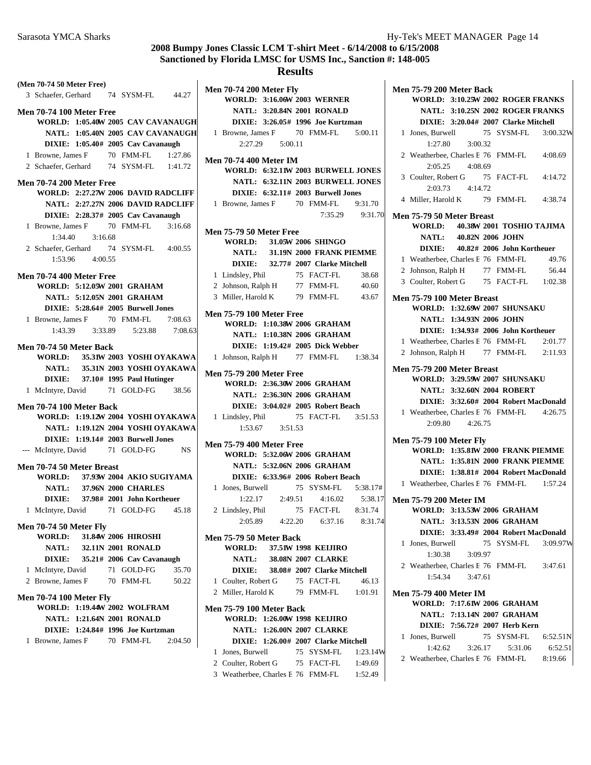# 2008 Bumpy Jones Classic LCM T-shirt Meet - 6/14/2008 to 6/15/2008
## Sanctioned by Florida LMSC for USMS Inc., Sanction #: 148-005
## Results

**(Men 70-74 50 Meter Free)**

3 Schaefer, Gerhard 74 SYSM-FL 44.27

### Men 70-74 100 Meter Free

**WORLD: 1:05.40W 2005 CAV CAVANAUGH**
**NATL: 1:05.40N 2005 CAV CAVANAUGH**
**DIXIE: 1:05.40# 2005 Cav Cavanaugh**

1 Browne, James F 70 FMM-FL 1:27.86
2 Schaefer, Gerhard 74 SYSM-FL 1:41.72

### Men 70-74 200 Meter Free

**WORLD: 2:27.27W 2006 DAVID RADCLIFF**
**NATL: 2:27.27N 2006 DAVID RADCLIFF**
**DIXIE: 2:28.37# 2005 Cav Cavanaugh**

1 Browne, James F 70 FMM-FL 3:16.68
1:34.40 3:16.68
2 Schaefer, Gerhard 74 SYSM-FL 4:00.55
1:53.96 4:00.55

### Men 70-74 400 Meter Free

**WORLD: 5:12.05W 2001 GRAHAM**
**NATL: 5:12.05N 2001 GRAHAM**
**DIXIE: 5:28.64# 2005 Burwell Jones**

1 Browne, James F 70 FMM-FL 7:08.63
1:43.39 3:33.89 5:23.88 7:08.63

### Men 70-74 50 Meter Back

**WORLD: 35.31W 2003 YOSHI OYAKAWA**
**NATL: 35.31N 2003 YOSHI OYAKAWA**
**DIXIE: 37.10# 1995 Paul Hutinger**

1 McIntyre, David 71 GOLD-FG 38.56

### Men 70-74 100 Meter Back

**WORLD: 1:19.12W 2004 YOSHI OYAKAWA**
**NATL: 1:19.12N 2004 YOSHI OYAKAWA**
**DIXIE: 1:19.14# 2003 Burwell Jones**

--- McIntyre, David 71 GOLD-FG NS

### Men 70-74 50 Meter Breast

**WORLD: 37.93W 2004 AKIO SUGIYAMA**
**NATL: 37.96N 2000 CHARLES**
**DIXIE: 37.98# 2001 John Kortheuer**

1 McIntyre, David 71 GOLD-FG 45.18

### Men 70-74 50 Meter Fly

**WORLD: 31.84W 2006 HIROSHI**
**NATL: 32.11N 2001 RONALD**
**DIXIE: 35.21# 2006 Cav Cavanaugh**

1 McIntyre, David 71 GOLD-FG 35.70
2 Browne, James F 70 FMM-FL 50.22

### Men 70-74 100 Meter Fly

**WORLD: 1:19.44W 2002 WOLFRAM**
**NATL: 1:21.64N 2001 RONALD**
**DIXIE: 1:24.84# 1996 Joe Kurtzman**

1 Browne, James F 70 FMM-FL 2:04.50

### Men 70-74 200 Meter Fly

**WORLD: 3:16.06W 2003 WERNER**
**NATL: 3:20.84N 2001 RONALD**
**DIXIE: 3:26.05# 1996 Joe Kurtzman**

1 Browne, James F 70 FMM-FL 5:00.11
2:27.29 5:00.11

### Men 70-74 400 Meter IM

**WORLD: 6:32.11W 2003 BURWELL JONES**
**NATL: 6:32.11N 2003 BURWELL JONES**
**DIXIE: 6:32.11# 2003 Burwell Jones**

1 Browne, James F 70 FMM-FL 9:31.70
7:35.29 9:31.70

### Men 75-79 50 Meter Free

**WORLD: 31.05W 2006 SHINGO**
**NATL: 31.19N 2000 FRANK PIEMME**
**DIXIE: 32.77# 2007 Clarke Mitchell**

1 Lindsley, Phil 75 FACT-FL 38.68
2 Johnson, Ralph H 77 FMM-FL 40.60
3 Miller, Harold K 79 FMM-FL 43.67

### Men 75-79 100 Meter Free

**WORLD: 1:10.38W 2006 GRAHAM**
**NATL: 1:10.38N 2006 GRAHAM**
**DIXIE: 1:19.42# 2005 Dick Webber**

1 Johnson, Ralph H 77 FMM-FL 1:38.34

### Men 75-79 200 Meter Free

**WORLD: 2:36.30W 2006 GRAHAM**
**NATL: 2:36.30N 2006 GRAHAM**
**DIXIE: 3:04.02# 2005 Robert Beach**

1 Lindsley, Phil 75 FACT-FL 3:51.53
1:53.67 3:51.53

### Men 75-79 400 Meter Free

**WORLD: 5:32.06W 2006 GRAHAM**
**NATL: 5:32.06N 2006 GRAHAM**
**DIXIE: 6:33.96# 2006 Robert Beach**

1 Jones, Burwell 75 SYSM-FL 5:38.17#
1:22.17 2:49.51 4:16.02 5:38.17
2 Lindsley, Phil 75 FACT-FL 8:31.74
2:05.89 4:22.20 6:37.16 8:31.74

### Men 75-79 50 Meter Back

**WORLD: 37.51W 1998 KEIJIRO**
**NATL: 38.08N 2007 CLARKE**
**DIXIE: 38.08# 2007 Clarke Mitchell**

1 Coulter, Robert G 75 FACT-FL 46.13
2 Miller, Harold K 79 FMM-FL 1:01.91

### Men 75-79 100 Meter Back

**WORLD: 1:26.00W 1998 KEIJIRO**
**NATL: 1:26.00N 2007 CLARKE**
**DIXIE: 1:26.00# 2007 Clarke Mitchell**

1 Jones, Burwell 75 SYSM-FL 1:23.14W
2 Coulter, Robert G 75 FACT-FL 1:49.69
3 Weatherbee, Charles E 76 FMM-FL 1:52.49

### Men 75-79 200 Meter Back

**WORLD: 3:10.25W 2002 ROGER FRANKS**
**NATL: 3:10.25N 2002 ROGER FRANKS**
**DIXIE: 3:20.04# 2007 Clarke Mitchell**

1 Jones, Burwell 75 SYSM-FL 3:00.32W
1:27.80 3:00.32
2 Weatherbee, Charles E 76 FMM-FL 4:08.69
2:05.25 4:08.69
3 Coulter, Robert G 75 FACT-FL 4:14.72
2:03.73 4:14.72
4 Miller, Harold K 79 FMM-FL 4:38.74

### Men 75-79 50 Meter Breast

**WORLD: 40.38W 2001 TOSHIO TAJIMA**
**NATL: 40.82N 2006 JOHN**
**DIXIE: 40.82# 2006 John Kortheuer**

1 Weatherbee, Charles E 76 FMM-FL 49.76
2 Johnson, Ralph H 77 FMM-FL 56.44
3 Coulter, Robert G 75 FACT-FL 1:02.38

### Men 75-79 100 Meter Breast

**WORLD: 1:32.69W 2007 SHUNSAKU**
**NATL: 1:34.93N 2006 JOHN**
**DIXIE: 1:34.93# 2006 John Kortheuer**

1 Weatherbee, Charles E 76 FMM-FL 2:01.77
2 Johnson, Ralph H 77 FMM-FL 2:11.93

### Men 75-79 200 Meter Breast

**WORLD: 3:29.59W 2007 SHUNSAKU**
**NATL: 3:32.60N 2004 ROBERT**
**DIXIE: 3:32.60# 2004 Robert MacDonald**

1 Weatherbee, Charles E 76 FMM-FL 4:26.75
2:09.80 4:26.75

### Men 75-79 100 Meter Fly

**WORLD: 1:35.81W 2000 FRANK PIEMME**
**NATL: 1:35.81N 2000 FRANK PIEMME**
**DIXIE: 1:38.81# 2004 Robert MacDonald**

1 Weatherbee, Charles E 76 FMM-FL 1:57.24

### Men 75-79 200 Meter IM

**WORLD: 3:13.53W 2006 GRAHAM**
**NATL: 3:13.53N 2006 GRAHAM**
**DIXIE: 3:33.49# 2004 Robert MacDonald**

1 Jones, Burwell 75 SYSM-FL 3:09.97W
1:30.38 3:09.97
2 Weatherbee, Charles E 76 FMM-FL 3:47.61
1:54.34 3:47.61

### Men 75-79 400 Meter IM

**WORLD: 7:17.61W 2006 GRAHAM**
**NATL: 7:13.14N 2007 GRAHAM**
**DIXIE: 7:56.72# 2007 Herb Kern**

1 Jones, Burwell 75 SYSM-FL 6:52.51N
1:42.62 3:26.17 5:31.06 6:52.51
2 Weatherbee, Charles E 76 FMM-FL 8:19.66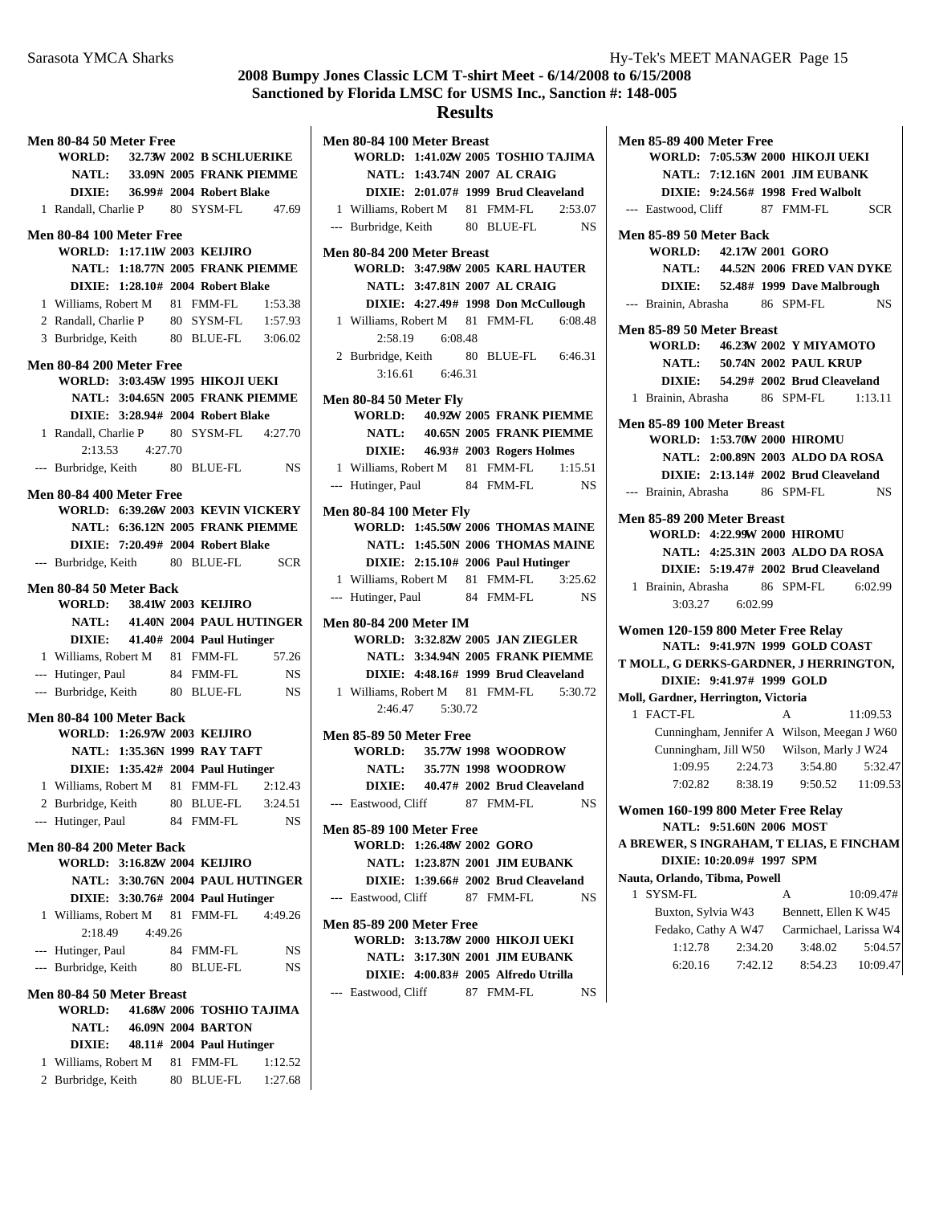## 2008 Bumpy Jones Classic LCM T-shirt Meet - 6/14/2008 to 6/15/2008
## Sanctioned by Florida LMSC for USMS Inc., Sanction #: 148-005
## Results

**Men 80-84 50 Meter Free**
WORLD: 32.73W 2002 B SCHLUERIKE
NATL: 33.09N 2005 FRANK PIEMME
DIXIE: 36.99# 2004 Robert Blake
1 Randall, Charlie P 80 SYSM-FL 47.69

**Men 80-84 100 Meter Free**
WORLD: 1:17.11W 2003 KEIJIRO
NATL: 1:18.77N 2005 FRANK PIEMME
DIXIE: 1:28.10# 2004 Robert Blake
1 Williams, Robert M 81 FMM-FL 1:53.38
2 Randall, Charlie P 80 SYSM-FL 1:57.93
3 Burbridge, Keith 80 BLUE-FL 3:06.02

**Men 80-84 200 Meter Free**
WORLD: 3:03.45W 1995 HIKOJI UEKI
NATL: 3:04.65N 2005 FRANK PIEMME
DIXIE: 3:28.94# 2004 Robert Blake
1 Randall, Charlie P 80 SYSM-FL 4:27.70
2:13.53 4:27.70
--- Burbridge, Keith 80 BLUE-FL NS

**Men 80-84 400 Meter Free**
WORLD: 6:39.26W 2003 KEVIN VICKERY
NATL: 6:36.12N 2005 FRANK PIEMME
DIXIE: 7:20.49# 2004 Robert Blake
--- Burbridge, Keith 80 BLUE-FL SCR

**Men 80-84 50 Meter Back**
WORLD: 38.41W 2003 KEIJIRO
NATL: 41.40N 2004 PAUL HUTINGER
DIXIE: 41.40# 2004 Paul Hutinger
1 Williams, Robert M 81 FMM-FL 57.26
--- Hutinger, Paul 84 FMM-FL NS
--- Burbridge, Keith 80 BLUE-FL NS

**Men 80-84 100 Meter Back**
WORLD: 1:26.97W 2003 KEIJIRO
NATL: 1:35.36N 1999 RAY TAFT
DIXIE: 1:35.42# 2004 Paul Hutinger
1 Williams, Robert M 81 FMM-FL 2:12.43
2 Burbridge, Keith 80 BLUE-FL 3:24.51
--- Hutinger, Paul 84 FMM-FL NS

**Men 80-84 200 Meter Back**
WORLD: 3:16.82W 2004 KEIJIRO
NATL: 3:30.76N 2004 PAUL HUTINGER
DIXIE: 3:30.76# 2004 Paul Hutinger
1 Williams, Robert M 81 FMM-FL 4:49.26
2:18.49 4:49.26
--- Hutinger, Paul 84 FMM-FL NS
--- Burbridge, Keith 80 BLUE-FL NS

**Men 80-84 50 Meter Breast**
WORLD: 41.68W 2006 TOSHIO TAJIMA
NATL: 46.09N 2004 BARTON
DIXIE: 48.11# 2004 Paul Hutinger
1 Williams, Robert M 81 FMM-FL 1:12.52
2 Burbridge, Keith 80 BLUE-FL 1:27.68

**Men 80-84 100 Meter Breast**
WORLD: 1:41.02W 2005 TOSHIO TAJIMA
NATL: 1:43.74N 2007 AL CRAIG
DIXIE: 2:01.07# 1999 Brud Cleaveland
1 Williams, Robert M 81 FMM-FL 2:53.07
--- Burbridge, Keith 80 BLUE-FL NS

**Men 80-84 200 Meter Breast**
WORLD: 3:47.98W 2005 KARL HAUTER
NATL: 3:47.81N 2007 AL CRAIG
DIXIE: 4:27.49# 1998 Don McCullough
1 Williams, Robert M 81 FMM-FL 6:08.48
2:58.19 6:08.48
2 Burbridge, Keith 80 BLUE-FL 6:46.31
3:16.61 6:46.31

**Men 80-84 50 Meter Fly**
WORLD: 40.92W 2005 FRANK PIEMME
NATL: 40.65N 2005 FRANK PIEMME
DIXIE: 46.93# 2003 Rogers Holmes
1 Williams, Robert M 81 FMM-FL 1:15.51
--- Hutinger, Paul 84 FMM-FL NS

**Men 80-84 100 Meter Fly**
WORLD: 1:45.50W 2006 THOMAS MAINE
NATL: 1:45.50N 2006 THOMAS MAINE
DIXIE: 2:15.10# 2006 Paul Hutinger
1 Williams, Robert M 81 FMM-FL 3:25.62
--- Hutinger, Paul 84 FMM-FL NS

**Men 80-84 200 Meter IM**
WORLD: 3:32.82W 2005 JAN ZIEGLER
NATL: 3:34.94N 2005 FRANK PIEMME
DIXIE: 4:48.16# 1999 Brud Cleaveland
1 Williams, Robert M 81 FMM-FL 5:30.72
2:46.47 5:30.72

**Men 85-89 50 Meter Free**
WORLD: 35.77W 1998 WOODROW
NATL: 35.77N 1998 WOODROW
DIXIE: 40.47# 2002 Brud Cleaveland
--- Eastwood, Cliff 87 FMM-FL NS

**Men 85-89 100 Meter Free**
WORLD: 1:26.48W 2002 GORO
NATL: 1:23.87N 2001 JIM EUBANK
DIXIE: 1:39.66# 2002 Brud Cleaveland
--- Eastwood, Cliff 87 FMM-FL NS

**Men 85-89 200 Meter Free**
WORLD: 3:13.78W 2000 HIKOJI UEKI
NATL: 3:17.30N 2001 JIM EUBANK
DIXIE: 4:00.83# 2005 Alfredo Utrilla
--- Eastwood, Cliff 87 FMM-FL NS

**Men 85-89 400 Meter Free**
WORLD: 7:05.53W 2000 HIKOJI UEKI
NATL: 7:12.16N 2001 JIM EUBANK
DIXIE: 9:24.56# 1998 Fred Walbolt
--- Eastwood, Cliff 87 FMM-FL SCR

**Men 85-89 50 Meter Back**
WORLD: 42.17W 2001 GORO
NATL: 44.52N 2006 FRED VAN DYKE
DIXIE: 52.48# 1999 Dave Malbrough
--- Brainin, Abrasha 86 SPM-FL NS

**Men 85-89 50 Meter Breast**
WORLD: 46.23W 2002 Y MIYAMOTO
NATL: 50.74N 2002 PAUL KRUP
DIXIE: 54.29# 2002 Brud Cleaveland
1 Brainin, Abrasha 86 SPM-FL 1:13.11

**Men 85-89 100 Meter Breast**
WORLD: 1:53.70W 2000 HIROMU
NATL: 2:00.89N 2003 ALDO DA ROSA
DIXIE: 2:13.14# 2002 Brud Cleaveland
--- Brainin, Abrasha 86 SPM-FL NS

**Men 85-89 200 Meter Breast**
WORLD: 4:22.99W 2000 HIROMU
NATL: 4:25.31N 2003 ALDO DA ROSA
DIXIE: 5:19.47# 2002 Brud Cleaveland
1 Brainin, Abrasha 86 SPM-FL 6:02.99
3:03.27 6:02.99

**Women 120-159 800 Meter Free Relay**
NATL: 9:41.97N 1999 GOLD COAST
T MOLL, G DERKS-GARDNER, J HERRINGTON,
DIXIE: 9:41.97# 1999 GOLD
Moll, Gardner, Herrington, Victoria
1 FACT-FL A 11:09.53
Cunningham, Jennifer A W?? Wilson, Meegan J W60
Cunningham, Jill W50 Wilson, Marly J W24
1:09.95 2:24.73 3:54.80 5:32.47
7:02.82 8:38.19 9:50.52 11:09.53

**Women 160-199 800 Meter Free Relay**
NATL: 9:51.60N 2006 MOST
A BREWER, S INGRAHAM, T ELIAS, E FINCHAM
DIXIE: 10:20.09# 1997 SPM
Nauta, Orlando, Tibma, Powell
1 SYSM-FL A 10:09.47#
Buxton, Sylvia W43 Bennett, Ellen K W45
Fedako, Cathy A W47 Carmichael, Larissa W4
1:12.78 2:34.20 3:48.02 5:04.57
6:20.16 7:42.12 8:54.23 10:09.47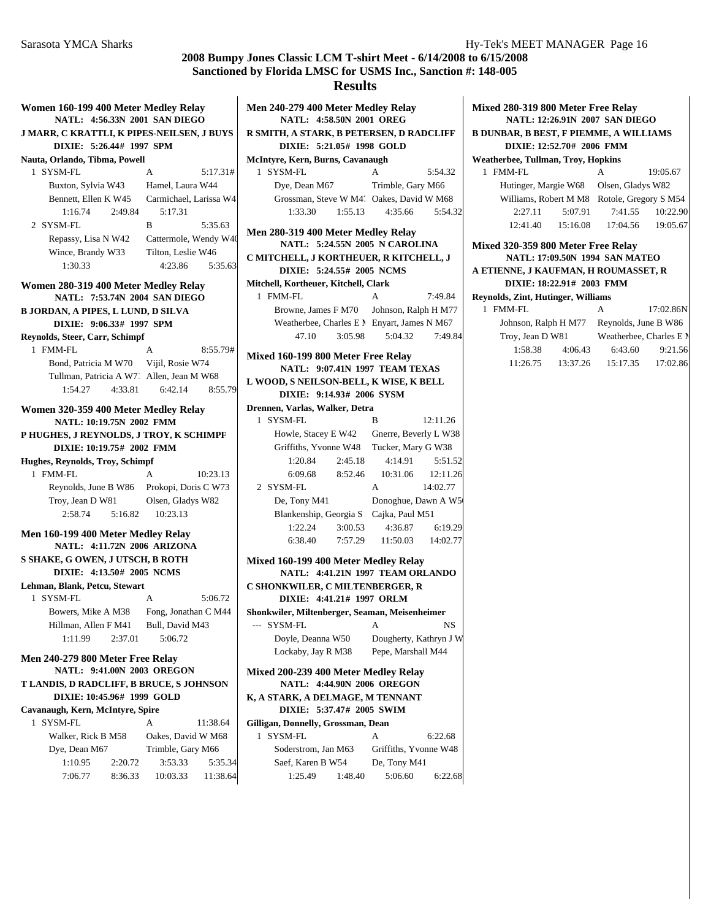## 2008 Bumpy Jones Classic LCM T-shirt Meet - 6/14/2008 to 6/15/2008
## Sanctioned by Florida LMSC for USMS Inc., Sanction #: 148-005
## Results

### Women 160-199 400 Meter Medley Relay

NATL: 4:56.33N 2001 SAN DIEGO
J MARR, C KRATTLI, K PIPES-NEILSEN, J BUYS
DIXIE: 5:26.44# 1997 SPM
Nauta, Orlando, Tibma, Powell

1 SYSM-FL A 5:17.31#
Buxton, Sylvia W43 — Hamel, Laura W44
Bennett, Ellen K W45 — Carmichael, Larissa W4
1:16.74 2:49.84 5:17.31

2 SYSM-FL B 5:35.63
Repassy, Lisa N W42 — Cattermole, Wendy W40
Wince, Brandy W33 — Tilton, Leslie W46
1:30.33 4:23.86 5:35.63

### Women 280-319 400 Meter Medley Relay

NATL: 7:53.74N 2004 SAN DIEGO
B JORDAN, A PIPES, L LUND, D SILVA
DIXIE: 9:06.33# 1997 SPM
Reynolds, Steer, Carr, Schimpf

1 FMM-FL A 8:55.79#
Bond, Patricia M W70 — Vijil, Rosie W74
Tullman, Patricia A W7 — Allen, Jean M W68
1:54.27 4:33.81 6:42.14 8:55.79

### Women 320-359 400 Meter Medley Relay

NATL: 10:19.75N 2002 FMM
P HUGHES, J REYNOLDS, J TROY, K SCHIMPF
DIXIE: 10:19.75# 2002 FMM
Hughes, Reynolds, Troy, Schimpf

1 FMM-FL A 10:23.13
Reynolds, June B W86 — Prokopi, Doris C W73
Troy, Jean D W81 — Olsen, Gladys W82
2:58.74 5:16.82 10:23.13

### Men 160-199 400 Meter Medley Relay

NATL: 4:11.72N 2006 ARIZONA
S SHAKE, G OWEN, J UTSCH, B ROTH
DIXIE: 4:13.50# 2005 NCMS
Lehman, Blank, Petcu, Stewart

1 SYSM-FL A 5:06.72
Bowers, Mike A M38 — Fong, Jonathan C M44
Hillman, Allen F M41 — Bull, David M43
1:11.99 2:37.01 5:06.72

### Men 240-279 800 Meter Free Relay

NATL: 9:41.00N 2003 OREGON
T LANDIS, D RADCLIFF, B BRUCE, S JOHNSON
DIXIE: 10:45.96# 1999 GOLD
Cavanaugh, Kern, McIntyre, Spire

1 SYSM-FL A 11:38.64
Walker, Rick B M58 — Oakes, David W M68
Dye, Dean M67 — Trimble, Gary M66
1:10.95 2:20.72 3:53.33 5:35.34
7:06.77 8:36.33 10:03.33 11:38.64

### Men 240-279 400 Meter Medley Relay

NATL: 4:58.50N 2001 OREG
R SMITH, A STARK, B PETERSEN, D RADCLIFF
DIXIE: 5:21.05# 1998 GOLD
McIntyre, Kern, Burns, Cavanaugh

1 SYSM-FL A 5:54.32
Dye, Dean M67 — Trimble, Gary M66
Grossman, Steve W M4 — Oakes, David W M68
1:33.30 1:55.13 4:35.66 5:54.32

### Men 280-319 400 Meter Medley Relay

NATL: 5:24.55N 2005 N CAROLINA
C MITCHELL, J KORTHEUER, R KITCHELL, J
DIXIE: 5:24.55# 2005 NCMS
Mitchell, Kortheuer, Kitchell, Clark

1 FMM-FL A 7:49.84
Browne, James F M70 — Johnson, Ralph H M77
Weatherbee, Charles E M — Enyart, James N M67
47.10 3:05.98 5:04.32 7:49.84

### Mixed 160-199 800 Meter Free Relay

NATL: 9:07.41N 1997 TEAM TEXAS
L WOOD, S NEILSON-BELL, K WISE, K BELL
DIXIE: 9:14.93# 2006 SYSM
Drennen, Varlas, Walker, Detra

1 SYSM-FL B 12:11.26
Howle, Stacey E W42 — Gnerre, Beverly L W38
Griffiths, Yvonne W48 — Tucker, Mary G W38
1:20.84 2:45.18 4:14.91 5:51.52
6:09.68 8:52.46 10:31.06 12:11.26

2 SYSM-FL A 14:02.77
De, Tony M41 — Donoghue, Dawn A W5
Blankenship, Georgia S — Cajka, Paul M51
1:22.24 3:00.53 4:36.87 6:19.29
6:38.40 7:57.29 11:50.03 14:02.77

### Mixed 160-199 400 Meter Medley Relay

NATL: 4:41.21N 1997 TEAM ORLANDO
C SHONKWILER, C MILTENBERGER, R
DIXIE: 4:41.21# 1997 ORLM
Shonkwiler, Miltenberger, Seaman, Meisenheimer

--- SYSM-FL A NS
Doyle, Deanna W50 — Dougherty, Kathryn J W
Lockaby, Jay R M38 — Pepe, Marshall M44

### Mixed 200-239 400 Meter Medley Relay

NATL: 4:44.90N 2006 OREGON
K, A STARK, A DELMAGE, M TENNANT
DIXIE: 5:37.47# 2005 SWIM
Gilligan, Donnelly, Grossman, Dean

1 SYSM-FL A 6:22.68
Soderstrom, Jan M63 — Griffiths, Yvonne W48
Saef, Karen B W54 — De, Tony M41
1:25.49 1:48.40 5:06.60 6:22.68

### Mixed 280-319 800 Meter Free Relay

NATL: 12:26.91N 2007 SAN DIEGO
B DUNBAR, B BEST, F PIEMME, A WILLIAMS
DIXIE: 12:52.70# 2006 FMM
Weatherbee, Tullman, Troy, Hopkins

1 FMM-FL A 19:05.67
Hutinger, Margie W68 — Olsen, Gladys W82
Williams, Robert M M8 — Rotole, Gregory S M54
2:27.11 5:07.91 7:41.55 10:22.90
12:41.40 15:16.08 17:04.56 19:05.67

### Mixed 320-359 800 Meter Free Relay

NATL: 17:09.50N 1994 SAN MATEO
A ETIENNE, J KAUFMAN, H ROUMASSET, R
DIXIE: 18:22.91# 2003 FMM
Reynolds, Zint, Hutinger, Williams

1 FMM-FL A 17:02.86N
Johnson, Ralph H M77 — Reynolds, June B W86
Troy, Jean D W81 — Weatherbee, Charles E M
1:58.38 4:06.43 6:43.60 9:21.56
11:26.75 13:37.26 15:17.35 17:02.86